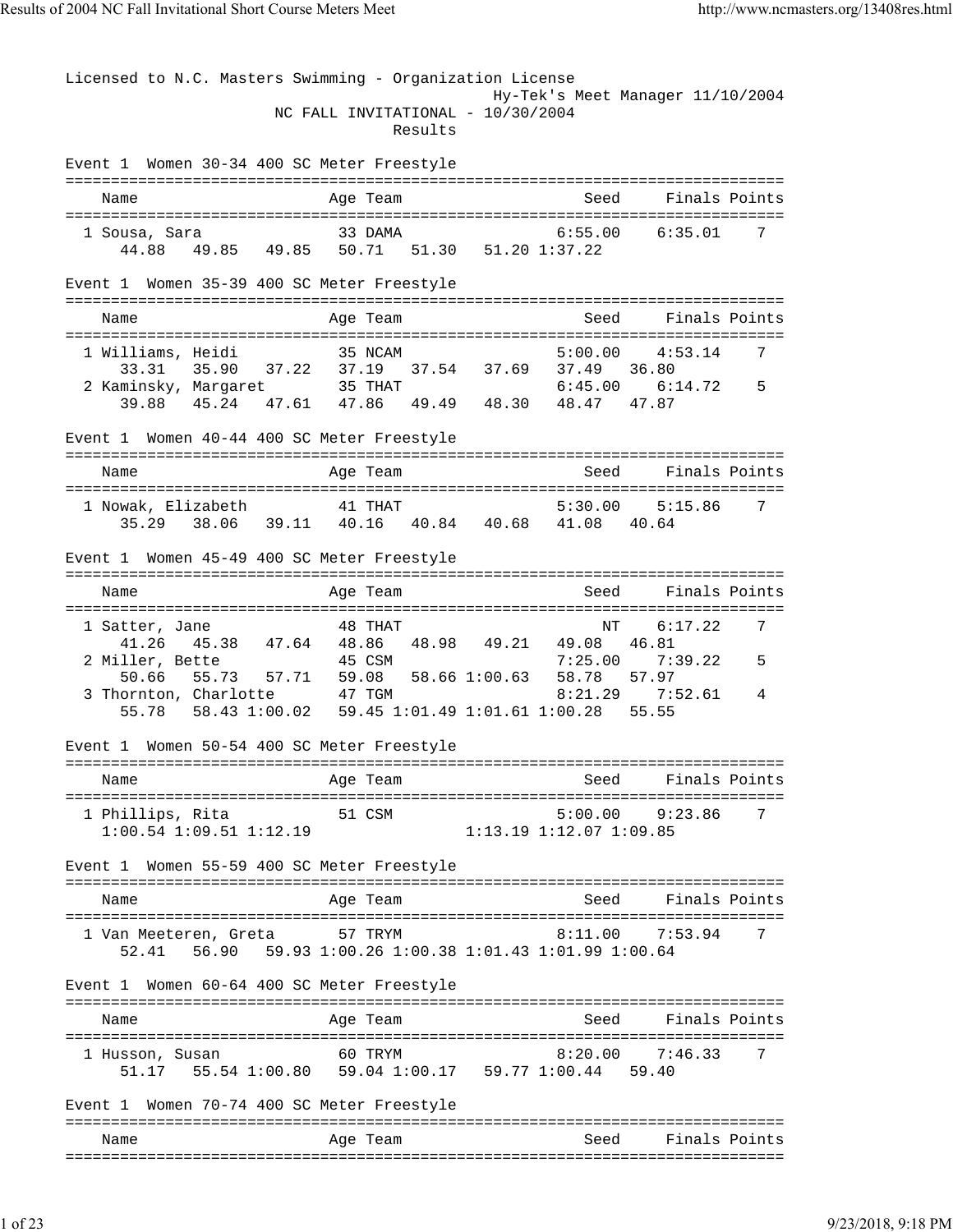Licensed to N.C. Masters Swimming - Organization License

Hy-Tek's Meet Manager 11/10/2004

NC FALL INVITATIONAL - 10/30/2004

Results

```
Event 1  Women 30-34 400 SC Meter Freestyle
===============================================================================
    Name                    Age Team                    Seed     Finals Points
===============================================================================
  1 Sousa, Sara              33 DAMA                 6:55.00    6:35.01    7
      44.88   49.85   49.85   50.71   51.30   51.20 1:37.22

Event 1  Women 35-39 400 SC Meter Freestyle
===============================================================================
    Name                    Age Team                    Seed     Finals Points
===============================================================================
  1 Williams, Heidi          35 NCAM                 5:00.00    4:53.14    7
      33.31   35.90   37.22   37.19   37.54   37.69   37.49   36.80
  2 Kaminsky, Margaret       35 THAT                 6:45.00    6:14.72    5
      39.88   45.24   47.61   47.86   49.49   48.30   48.47   47.87

Event 1  Women 40-44 400 SC Meter Freestyle
===============================================================================
    Name                    Age Team                    Seed     Finals Points
===============================================================================
  1 Nowak, Elizabeth         41 THAT                 5:30.00    5:15.86    7
      35.29   38.06   39.11   40.16   40.84   40.68   41.08   40.64

Event 1  Women 45-49 400 SC Meter Freestyle
===============================================================================
    Name                    Age Team                    Seed     Finals Points
===============================================================================
  1 Satter, Jane             48 THAT                      NT    6:17.22    7
      41.26   45.38   47.64   48.86   48.98   49.21   49.08   46.81
  2 Miller, Bette            45 CSM                  7:25.00    7:39.22    5
      50.66   55.73   57.71   59.08   58.66 1:00.63   58.78   57.97
  3 Thornton, Charlotte      47 TGM                  8:21.29    7:52.61    4
      55.78   58.43 1:00.02   59.45 1:01.49 1:01.61 1:00.28   55.55

Event 1  Women 50-54 400 SC Meter Freestyle
===============================================================================
    Name                    Age Team                    Seed     Finals Points
===============================================================================
  1 Phillips, Rita           51 CSM                  5:00.00    9:23.86    7
    1:00.54 1:09.51 1:12.19                 1:13.19 1:12.07 1:09.85

Event 1  Women 55-59 400 SC Meter Freestyle
===============================================================================
    Name                    Age Team                    Seed     Finals Points
===============================================================================
  1 Van Meeteren, Greta      57 TRYM                 8:11.00    7:53.94    7
      52.41   56.90   59.93 1:00.26 1:00.38 1:01.43 1:01.99 1:00.64

Event 1  Women 60-64 400 SC Meter Freestyle
===============================================================================
    Name                    Age Team                    Seed     Finals Points
===============================================================================
  1 Husson, Susan            60 TRYM                 8:20.00    7:46.33    7
      51.17   55.54 1:00.80   59.04 1:00.17   59.77 1:00.44   59.40

Event 1  Women 70-74 400 SC Meter Freestyle
===============================================================================
    Name                    Age Team                    Seed     Finals Points
===============================================================================
```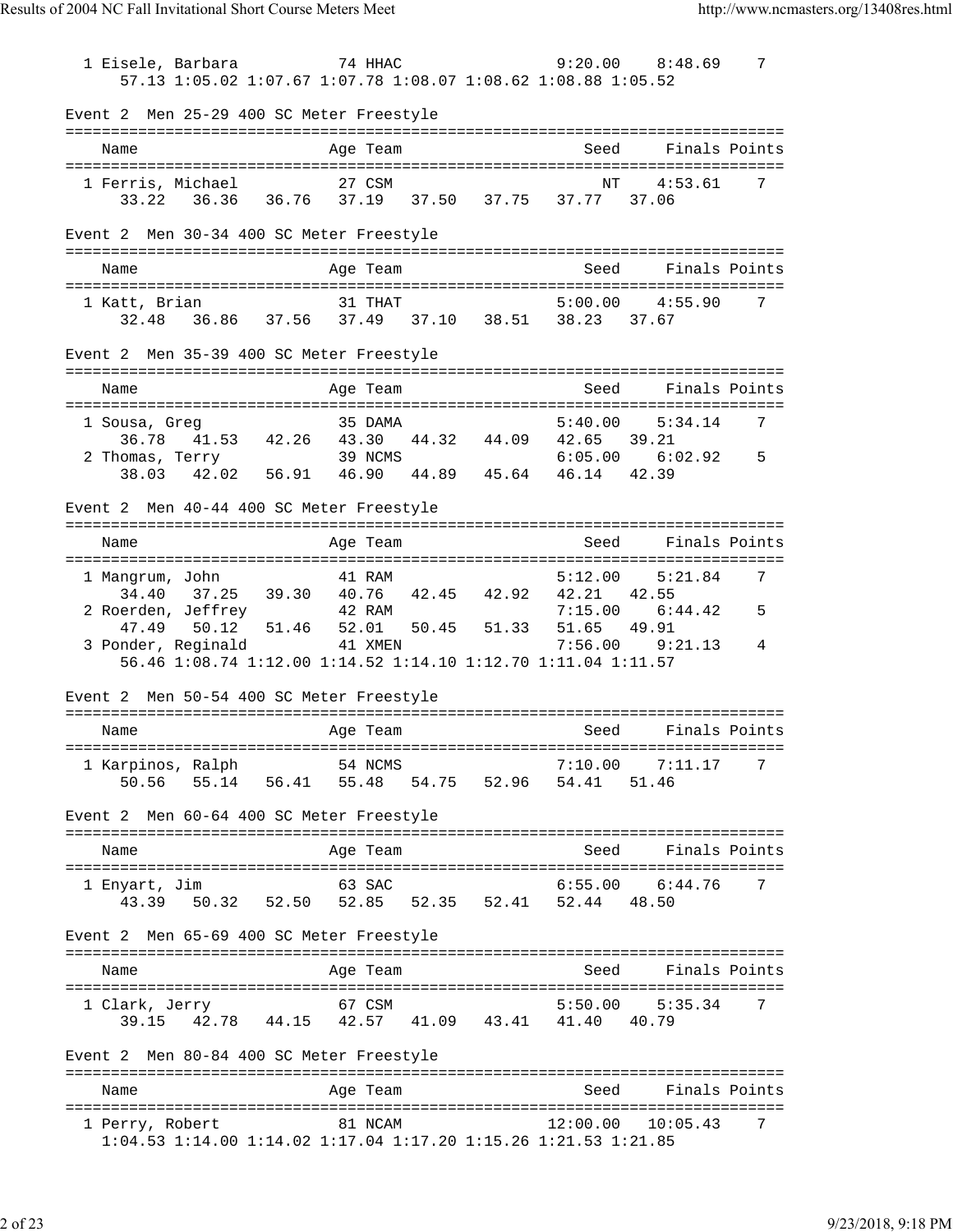```
  1 Eisele, Barbara           74 HHAC                 9:20.00    8:48.69    7
     57.13 1:05.02 1:07.67 1:07.78 1:08.07 1:08.62 1:08.88 1:05.52

Event 2  Men 25-29 400 SC Meter Freestyle
===============================================================================
    Name                    Age Team                    Seed     Finals Points
===============================================================================
  1 Ferris, Michael          27 CSM                       NT    4:53.61    7
     33.22   36.36   36.76   37.19   37.50   37.75   37.77   37.06

Event 2  Men 30-34 400 SC Meter Freestyle
===============================================================================
    Name                    Age Team                    Seed     Finals Points
===============================================================================
  1 Katt, Brian              31 THAT                 5:00.00    4:55.90    7
     32.48   36.86   37.56   37.49   37.10   38.51   38.23   37.67

Event 2  Men 35-39 400 SC Meter Freestyle
===============================================================================
    Name                    Age Team                    Seed     Finals Points
===============================================================================
  1 Sousa, Greg              35 DAMA                 5:40.00    5:34.14    7
     36.78   41.53   42.26   43.30   44.32   44.09   42.65   39.21
  2 Thomas, Terry            39 NCMS                 6:05.00    6:02.92    5
     38.03   42.02   56.91   46.90   44.89   45.64   46.14   42.39

Event 2  Men 40-44 400 SC Meter Freestyle
===============================================================================
    Name                    Age Team                    Seed     Finals Points
===============================================================================
  1 Mangrum, John            41 RAM                  5:12.00    5:21.84    7
     34.40   37.25   39.30   40.76   42.45   42.92   42.21   42.55
  2 Roerden, Jeffrey         42 RAM                  7:15.00    6:44.42    5
     47.49   50.12   51.46   52.01   50.45   51.33   51.65   49.91
  3 Ponder, Reginald         41 XMEN                 7:56.00    9:21.13    4
     56.46 1:08.74 1:12.00 1:14.52 1:14.10 1:12.70 1:11.04 1:11.57

Event 2  Men 50-54 400 SC Meter Freestyle
===============================================================================
    Name                    Age Team                    Seed     Finals Points
===============================================================================
  1 Karpinos, Ralph          54 NCMS                 7:10.00    7:11.17    7
     50.56   55.14   56.41   55.48   54.75   52.96   54.41   51.46

Event 2  Men 60-64 400 SC Meter Freestyle
===============================================================================
    Name                    Age Team                    Seed     Finals Points
===============================================================================
  1 Enyart, Jim              63 SAC                  6:55.00    6:44.76    7
     43.39   50.32   52.50   52.85   52.35   52.41   52.44   48.50

Event 2  Men 65-69 400 SC Meter Freestyle
===============================================================================
    Name                    Age Team                    Seed     Finals Points
===============================================================================
  1 Clark, Jerry             67 CSM                  5:50.00    5:35.34    7
     39.15   42.78   44.15   42.57   41.09   43.41   41.40   40.79

Event 2  Men 80-84 400 SC Meter Freestyle
===============================================================================
    Name                    Age Team                    Seed     Finals Points
===============================================================================
  1 Perry, Robert            81 NCAM                12:00.00   10:05.43    7
  1:04.53 1:14.00 1:14.02 1:17.04 1:17.20 1:15.26 1:21.53 1:21.85
```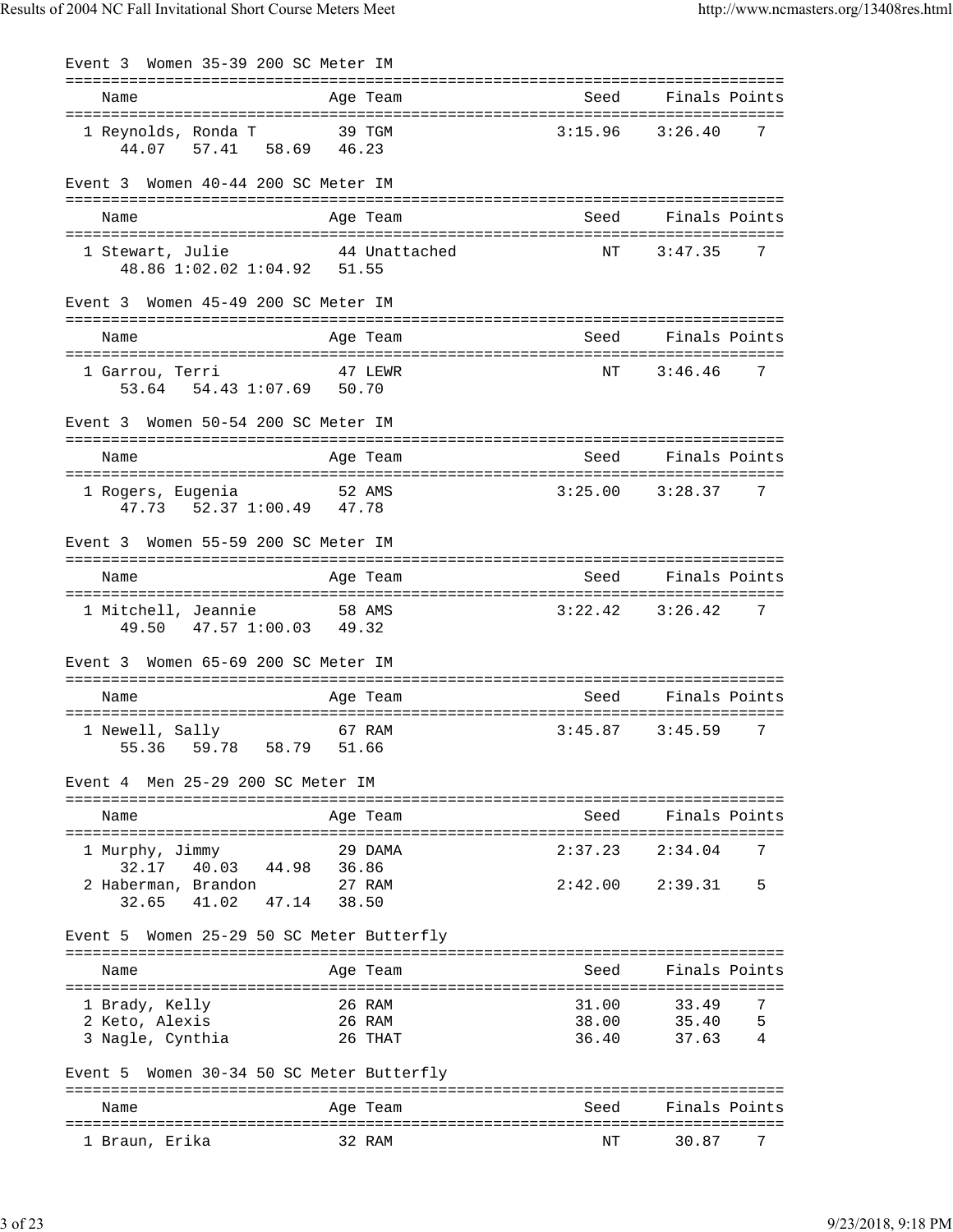Event 3  Women 35-39 200 SC Meter IM

| Name | Age | Team | Seed | Finals | Points |
|---|---|---|---|---|---|
| 1 Reynolds, Ronda T | 39 | TGM | 3:15.96 | 3:26.40 | 7 |
| 44.07   57.41   58.69   46.23 | | | | | |

Event 3  Women 40-44 200 SC Meter IM

| Name | Age | Team | Seed | Finals | Points |
|---|---|---|---|---|---|
| 1 Stewart, Julie | 44 | Unattached | NT | 3:47.35 | 7 |
| 48.86 1:02.02 1:04.92   51.55 | | | | | |

Event 3  Women 45-49 200 SC Meter IM

| Name | Age | Team | Seed | Finals | Points |
|---|---|---|---|---|---|
| 1 Garrou, Terri | 47 | LEWR | NT | 3:46.46 | 7 |
| 53.64   54.43 1:07.69   50.70 | | | | | |

Event 3  Women 50-54 200 SC Meter IM

| Name | Age | Team | Seed | Finals | Points |
|---|---|---|---|---|---|
| 1 Rogers, Eugenia | 52 | AMS | 3:25.00 | 3:28.37 | 7 |
| 47.73   52.37 1:00.49   47.78 | | | | | |

Event 3  Women 55-59 200 SC Meter IM

| Name | Age | Team | Seed | Finals | Points |
|---|---|---|---|---|---|
| 1 Mitchell, Jeannie | 58 | AMS | 3:22.42 | 3:26.42 | 7 |
| 49.50   47.57 1:00.03   49.32 | | | | | |

Event 3  Women 65-69 200 SC Meter IM

| Name | Age | Team | Seed | Finals | Points |
|---|---|---|---|---|---|
| 1 Newell, Sally | 67 | RAM | 3:45.87 | 3:45.59 | 7 |
| 55.36   59.78   58.79   51.66 | | | | | |

Event 4  Men 25-29 200 SC Meter IM

| Name | Age | Team | Seed | Finals | Points |
|---|---|---|---|---|---|
| 1 Murphy, Jimmy | 29 | DAMA | 2:37.23 | 2:34.04 | 7 |
| 32.17   40.03   44.98   36.86 | | | | | |
| 2 Haberman, Brandon | 27 | RAM | 2:42.00 | 2:39.31 | 5 |
| 32.65   41.02   47.14   38.50 | | | | | |

Event 5  Women 25-29 50 SC Meter Butterfly

| Name | Age | Team | Seed | Finals | Points |
|---|---|---|---|---|---|
| 1 Brady, Kelly | 26 | RAM | 31.00 | 33.49 | 7 |
| 2 Keto, Alexis | 26 | RAM | 38.00 | 35.40 | 5 |
| 3 Nagle, Cynthia | 26 | THAT | 36.40 | 37.63 | 4 |

Event 5  Women 30-34 50 SC Meter Butterfly

| Name | Age | Team | Seed | Finals | Points |
|---|---|---|---|---|---|
| 1 Braun, Erika | 32 | RAM | NT | 30.87 | 7 |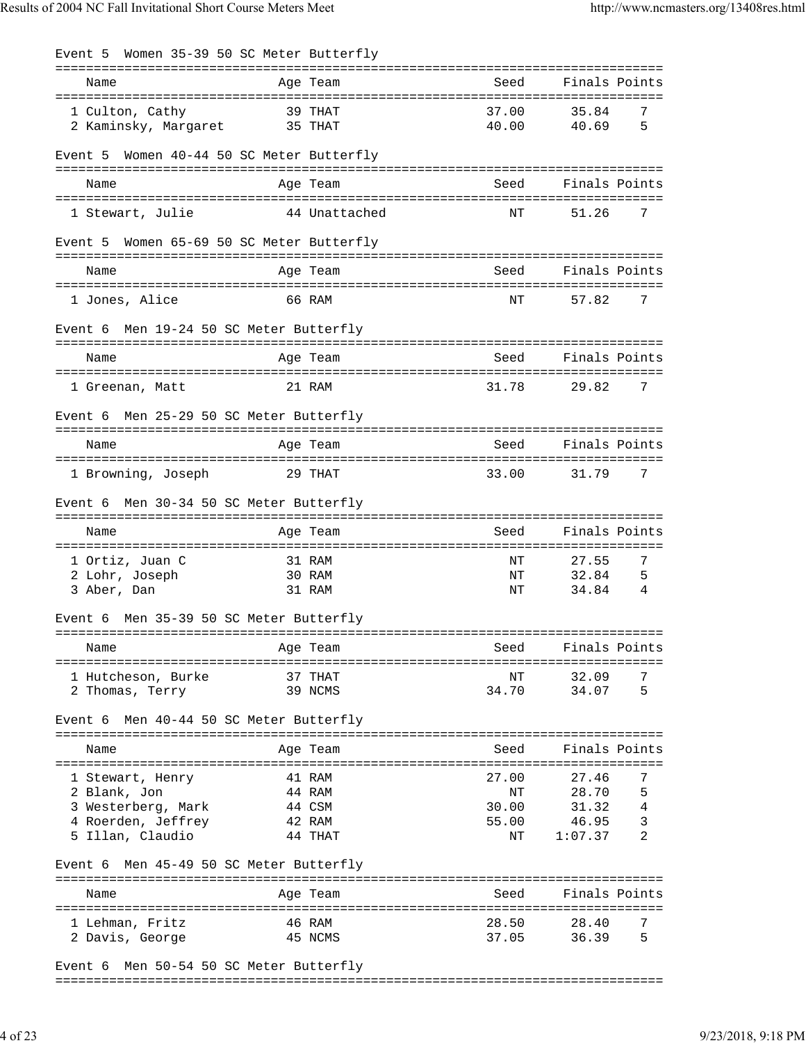### Event 5 Women 35-39 50 SC Meter Butterfly

| Name | Age | Team | Seed | Finals | Points |
|---|---|---|---|---|---|
| 1 Culton, Cathy | 39 | THAT | 37.00 | 35.84 | 7 |
| 2 Kaminsky, Margaret | 35 | THAT | 40.00 | 40.69 | 5 |

### Event 5 Women 40-44 50 SC Meter Butterfly

| Name | Age | Team | Seed | Finals | Points |
|---|---|---|---|---|---|
| 1 Stewart, Julie | 44 | Unattached | NT | 51.26 | 7 |

### Event 5 Women 65-69 50 SC Meter Butterfly

| Name | Age | Team | Seed | Finals | Points |
|---|---|---|---|---|---|
| 1 Jones, Alice | 66 | RAM | NT | 57.82 | 7 |

### Event 6 Men 19-24 50 SC Meter Butterfly

| Name | Age | Team | Seed | Finals | Points |
|---|---|---|---|---|---|
| 1 Greenan, Matt | 21 | RAM | 31.78 | 29.82 | 7 |

### Event 6 Men 25-29 50 SC Meter Butterfly

| Name | Age | Team | Seed | Finals | Points |
|---|---|---|---|---|---|
| 1 Browning, Joseph | 29 | THAT | 33.00 | 31.79 | 7 |

### Event 6 Men 30-34 50 SC Meter Butterfly

| Name | Age | Team | Seed | Finals | Points |
|---|---|---|---|---|---|
| 1 Ortiz, Juan C | 31 | RAM | NT | 27.55 | 7 |
| 2 Lohr, Joseph | 30 | RAM | NT | 32.84 | 5 |
| 3 Aber, Dan | 31 | RAM | NT | 34.84 | 4 |

### Event 6 Men 35-39 50 SC Meter Butterfly

| Name | Age | Team | Seed | Finals | Points |
|---|---|---|---|---|---|
| 1 Hutcheson, Burke | 37 | THAT | NT | 32.09 | 7 |
| 2 Thomas, Terry | 39 | NCMS | 34.70 | 34.07 | 5 |

### Event 6 Men 40-44 50 SC Meter Butterfly

| Name | Age | Team | Seed | Finals | Points |
|---|---|---|---|---|---|
| 1 Stewart, Henry | 41 | RAM | 27.00 | 27.46 | 7 |
| 2 Blank, Jon | 44 | RAM | NT | 28.70 | 5 |
| 3 Westerberg, Mark | 44 | CSM | 30.00 | 31.32 | 4 |
| 4 Roerden, Jeffrey | 42 | RAM | 55.00 | 46.95 | 3 |
| 5 Illan, Claudio | 44 | THAT | NT | 1:07.37 | 2 |

### Event 6 Men 45-49 50 SC Meter Butterfly

| Name | Age | Team | Seed | Finals | Points |
|---|---|---|---|---|---|
| 1 Lehman, Fritz | 46 | RAM | 28.50 | 28.40 | 7 |
| 2 Davis, George | 45 | NCMS | 37.05 | 36.39 | 5 |

### Event 6 Men 50-54 50 SC Meter Butterfly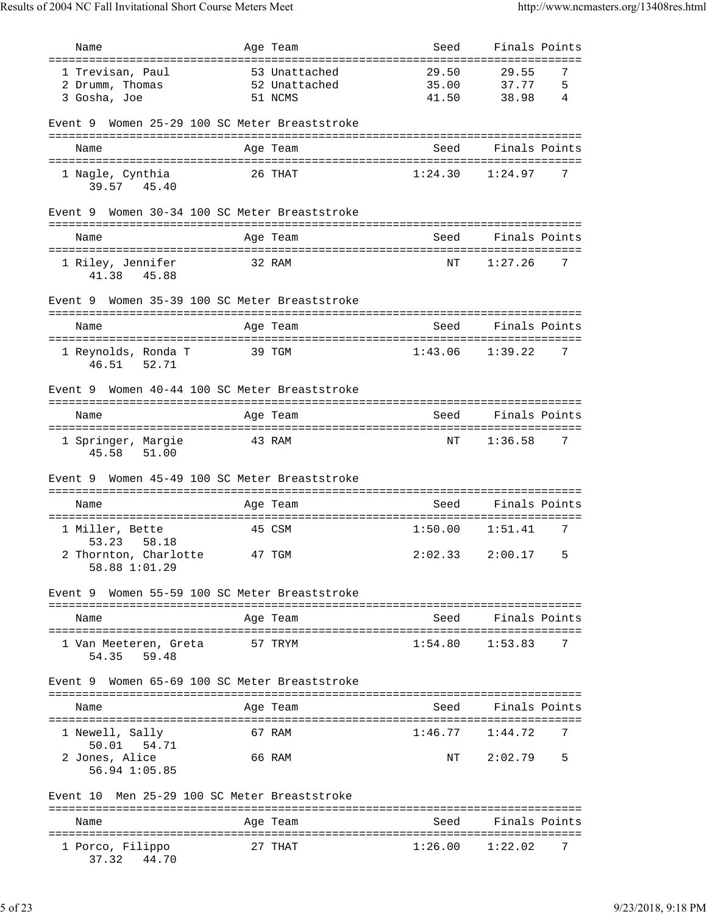| Name | Age | Team | Seed | Finals | Points |
|---|---|---|---|---|---|
| 1 Trevisan, Paul | 53 | Unattached | 29.50 | 29.55 | 7 |
| 2 Drumm, Thomas | 52 | Unattached | 35.00 | 37.77 | 5 |
| 3 Gosha, Joe | 51 | NCMS | 41.50 | 38.98 | 4 |

Event 9 Women 25-29 100 SC Meter Breaststroke

| Name | Age | Team | Seed | Finals | Points |
|---|---|---|---|---|---|
| 1 Nagle, Cynthia | 26 | THAT | 1:24.30 | 1:24.97 | 7 |
| 39.57 45.40 | | | | | |

Event 9 Women 30-34 100 SC Meter Breaststroke

| Name | Age | Team | Seed | Finals | Points |
|---|---|---|---|---|---|
| 1 Riley, Jennifer | 32 | RAM | NT | 1:27.26 | 7 |
| 41.38 45.88 | | | | | |

Event 9 Women 35-39 100 SC Meter Breaststroke

| Name | Age | Team | Seed | Finals | Points |
|---|---|---|---|---|---|
| 1 Reynolds, Ronda T | 39 | TGM | 1:43.06 | 1:39.22 | 7 |
| 46.51 52.71 | | | | | |

Event 9 Women 40-44 100 SC Meter Breaststroke

| Name | Age | Team | Seed | Finals | Points |
|---|---|---|---|---|---|
| 1 Springer, Margie | 43 | RAM | NT | 1:36.58 | 7 |
| 45.58 51.00 | | | | | |

Event 9 Women 45-49 100 SC Meter Breaststroke

| Name | Age | Team | Seed | Finals | Points |
|---|---|---|---|---|---|
| 1 Miller, Bette | 45 | CSM | 1:50.00 | 1:51.41 | 7 |
| 53.23 58.18 | | | | | |
| 2 Thornton, Charlotte | 47 | TGM | 2:02.33 | 2:00.17 | 5 |
| 58.88 1:01.29 | | | | | |

Event 9 Women 55-59 100 SC Meter Breaststroke

| Name | Age | Team | Seed | Finals | Points |
|---|---|---|---|---|---|
| 1 Van Meeteren, Greta | 57 | TRYM | 1:54.80 | 1:53.83 | 7 |
| 54.35 59.48 | | | | | |

Event 9 Women 65-69 100 SC Meter Breaststroke

| Name | Age | Team | Seed | Finals | Points |
|---|---|---|---|---|---|
| 1 Newell, Sally | 67 | RAM | 1:46.77 | 1:44.72 | 7 |
| 50.01 54.71 | | | | | |
| 2 Jones, Alice | 66 | RAM | NT | 2:02.79 | 5 |
| 56.94 1:05.85 | | | | | |

Event 10 Men 25-29 100 SC Meter Breaststroke

| Name | Age | Team | Seed | Finals | Points |
|---|---|---|---|---|---|
| 1 Porco, Filippo | 27 | THAT | 1:26.00 | 1:22.02 | 7 |
| 37.32 44.70 | | | | | |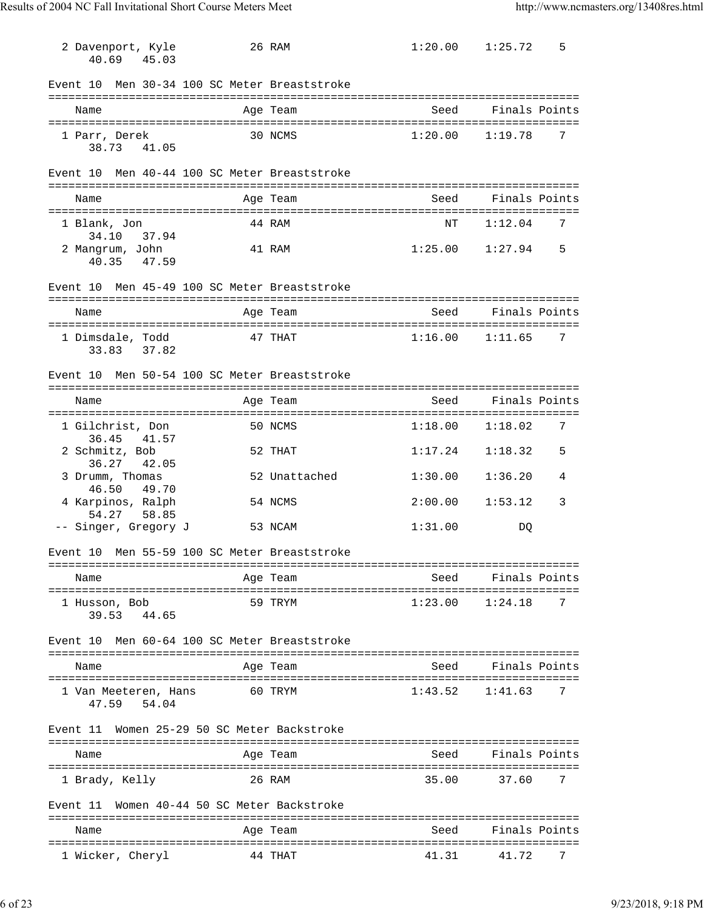| Name | Age | Team | Seed | Finals | Points |
|---|---|---|---|---|---|
| 2 Davenport, Kyle | 26 | RAM | 1:20.00 | 1:25.72 | 5 |
| 40.69 45.03 | | | | | |

### Event 10 Men 30-34 100 SC Meter Breaststroke

| Name | Age | Team | Seed | Finals | Points |
|---|---|---|---|---|---|
| 1 Parr, Derek | 30 | NCMS | 1:20.00 | 1:19.78 | 7 |
| 38.73 41.05 | | | | | |

### Event 10 Men 40-44 100 SC Meter Breaststroke

| Name | Age | Team | Seed | Finals | Points |
|---|---|---|---|---|---|
| 1 Blank, Jon | 44 | RAM | NT | 1:12.04 | 7 |
| 34.10 37.94 | | | | | |
| 2 Mangrum, John | 41 | RAM | 1:25.00 | 1:27.94 | 5 |
| 40.35 47.59 | | | | | |

### Event 10 Men 45-49 100 SC Meter Breaststroke

| Name | Age | Team | Seed | Finals | Points |
|---|---|---|---|---|---|
| 1 Dimsdale, Todd | 47 | THAT | 1:16.00 | 1:11.65 | 7 |
| 33.83 37.82 | | | | | |

### Event 10 Men 50-54 100 SC Meter Breaststroke

| Name | Age | Team | Seed | Finals | Points |
|---|---|---|---|---|---|
| 1 Gilchrist, Don | 50 | NCMS | 1:18.00 | 1:18.02 | 7 |
| 36.45 41.57 | | | | | |
| 2 Schmitz, Bob | 52 | THAT | 1:17.24 | 1:18.32 | 5 |
| 36.27 42.05 | | | | | |
| 3 Drumm, Thomas | 52 | Unattached | 1:30.00 | 1:36.20 | 4 |
| 46.50 49.70 | | | | | |
| 4 Karpinos, Ralph | 54 | NCMS | 2:00.00 | 1:53.12 | 3 |
| 54.27 58.85 | | | | | |
| -- Singer, Gregory J | 53 | NCAM | 1:31.00 | DQ | |

### Event 10 Men 55-59 100 SC Meter Breaststroke

| Name | Age | Team | Seed | Finals | Points |
|---|---|---|---|---|---|
| 1 Husson, Bob | 59 | TRYM | 1:23.00 | 1:24.18 | 7 |
| 39.53 44.65 | | | | | |

### Event 10 Men 60-64 100 SC Meter Breaststroke

| Name | Age | Team | Seed | Finals | Points |
|---|---|---|---|---|---|
| 1 Van Meeteren, Hans | 60 | TRYM | 1:43.52 | 1:41.63 | 7 |
| 47.59 54.04 | | | | | |

### Event 11 Women 25-29 50 SC Meter Backstroke

| Name | Age | Team | Seed | Finals | Points |
|---|---|---|---|---|---|
| 1 Brady, Kelly | 26 | RAM | 35.00 | 37.60 | 7 |

### Event 11 Women 40-44 50 SC Meter Backstroke

| Name | Age | Team | Seed | Finals | Points |
|---|---|---|---|---|---|
| 1 Wicker, Cheryl | 44 | THAT | 41.31 | 41.72 | 7 |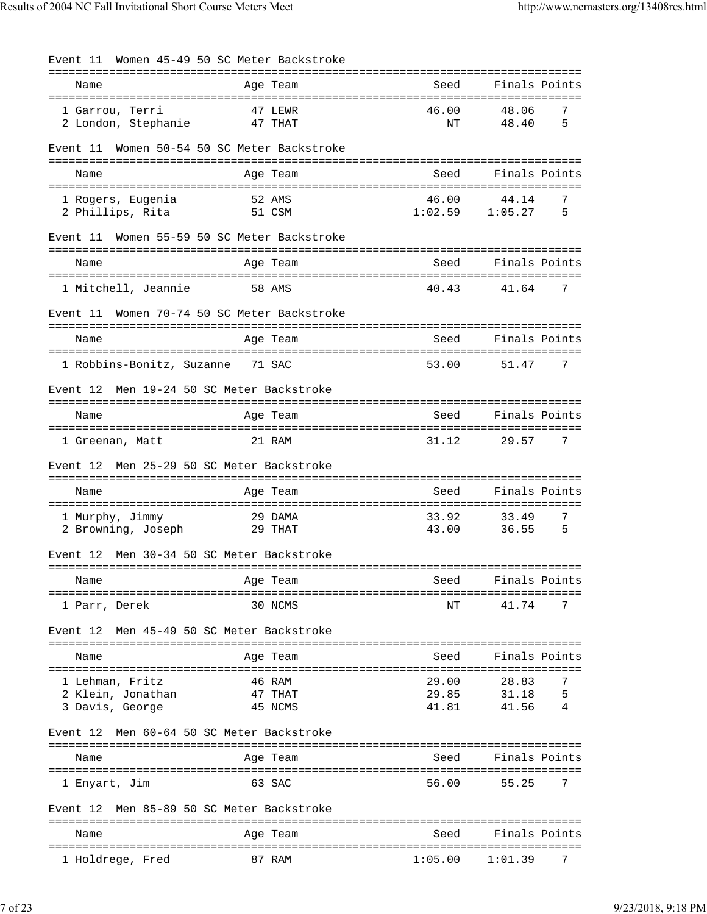Event 11 Women 45-49 50 SC Meter Backstroke

| Name | Age | Team | Seed | Finals | Points |
|---|---|---|---|---|---|
| 1 Garrou, Terri | 47 | LEWR | 46.00 | 48.06 | 7 |
| 2 London, Stephanie | 47 | THAT | NT | 48.40 | 5 |

Event 11 Women 50-54 50 SC Meter Backstroke

| Name | Age | Team | Seed | Finals | Points |
|---|---|---|---|---|---|
| 1 Rogers, Eugenia | 52 | AMS | 46.00 | 44.14 | 7 |
| 2 Phillips, Rita | 51 | CSM | 1:02.59 | 1:05.27 | 5 |

Event 11 Women 55-59 50 SC Meter Backstroke

| Name | Age | Team | Seed | Finals | Points |
|---|---|---|---|---|---|
| 1 Mitchell, Jeannie | 58 | AMS | 40.43 | 41.64 | 7 |

Event 11 Women 70-74 50 SC Meter Backstroke

| Name | Age | Team | Seed | Finals | Points |
|---|---|---|---|---|---|
| 1 Robbins-Bonitz, Suzanne | 71 | SAC | 53.00 | 51.47 | 7 |

Event 12 Men 19-24 50 SC Meter Backstroke

| Name | Age | Team | Seed | Finals | Points |
|---|---|---|---|---|---|
| 1 Greenan, Matt | 21 | RAM | 31.12 | 29.57 | 7 |

Event 12 Men 25-29 50 SC Meter Backstroke

| Name | Age | Team | Seed | Finals | Points |
|---|---|---|---|---|---|
| 1 Murphy, Jimmy | 29 | DAMA | 33.92 | 33.49 | 7 |
| 2 Browning, Joseph | 29 | THAT | 43.00 | 36.55 | 5 |

Event 12 Men 30-34 50 SC Meter Backstroke

| Name | Age | Team | Seed | Finals | Points |
|---|---|---|---|---|---|
| 1 Parr, Derek | 30 | NCMS | NT | 41.74 | 7 |

Event 12 Men 45-49 50 SC Meter Backstroke

| Name | Age | Team | Seed | Finals | Points |
|---|---|---|---|---|---|
| 1 Lehman, Fritz | 46 | RAM | 29.00 | 28.83 | 7 |
| 2 Klein, Jonathan | 47 | THAT | 29.85 | 31.18 | 5 |
| 3 Davis, George | 45 | NCMS | 41.81 | 41.56 | 4 |

Event 12 Men 60-64 50 SC Meter Backstroke

| Name | Age | Team | Seed | Finals | Points |
|---|---|---|---|---|---|
| 1 Enyart, Jim | 63 | SAC | 56.00 | 55.25 | 7 |

Event 12 Men 85-89 50 SC Meter Backstroke

| Name | Age | Team | Seed | Finals | Points |
|---|---|---|---|---|---|
| 1 Holdrege, Fred | 87 | RAM | 1:05.00 | 1:01.39 | 7 |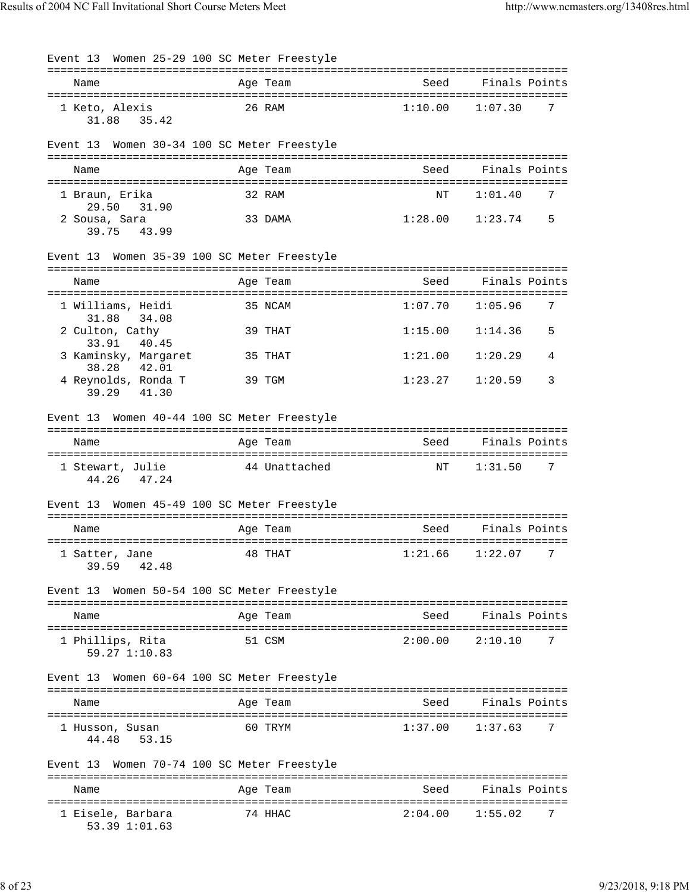### Event 13 Women 25-29 100 SC Meter Freestyle

| Name | Age | Team | Seed | Finals | Points |
|---|---|---|---|---|---|
| 1 Keto, Alexis | 26 | RAM | 1:10.00 | 1:07.30 | 7 |
| 31.88 35.42 | | | | | |

### Event 13 Women 30-34 100 SC Meter Freestyle

| Name | Age | Team | Seed | Finals | Points |
|---|---|---|---|---|---|
| 1 Braun, Erika | 32 | RAM | NT | 1:01.40 | 7 |
| 29.50 31.90 | | | | | |
| 2 Sousa, Sara | 33 | DAMA | 1:28.00 | 1:23.74 | 5 |
| 39.75 43.99 | | | | | |

### Event 13 Women 35-39 100 SC Meter Freestyle

| Name | Age | Team | Seed | Finals | Points |
|---|---|---|---|---|---|
| 1 Williams, Heidi | 35 | NCAM | 1:07.70 | 1:05.96 | 7 |
| 31.88 34.08 | | | | | |
| 2 Culton, Cathy | 39 | THAT | 1:15.00 | 1:14.36 | 5 |
| 33.91 40.45 | | | | | |
| 3 Kaminsky, Margaret | 35 | THAT | 1:21.00 | 1:20.29 | 4 |
| 38.28 42.01 | | | | | |
| 4 Reynolds, Ronda T | 39 | TGM | 1:23.27 | 1:20.59 | 3 |
| 39.29 41.30 | | | | | |

### Event 13 Women 40-44 100 SC Meter Freestyle

| Name | Age | Team | Seed | Finals | Points |
|---|---|---|---|---|---|
| 1 Stewart, Julie | 44 | Unattached | NT | 1:31.50 | 7 |
| 44.26 47.24 | | | | | |

### Event 13 Women 45-49 100 SC Meter Freestyle

| Name | Age | Team | Seed | Finals | Points |
|---|---|---|---|---|---|
| 1 Satter, Jane | 48 | THAT | 1:21.66 | 1:22.07 | 7 |
| 39.59 42.48 | | | | | |

### Event 13 Women 50-54 100 SC Meter Freestyle

| Name | Age | Team | Seed | Finals | Points |
|---|---|---|---|---|---|
| 1 Phillips, Rita | 51 | CSM | 2:00.00 | 2:10.10 | 7 |
| 59.27 1:10.83 | | | | | |

### Event 13 Women 60-64 100 SC Meter Freestyle

| Name | Age | Team | Seed | Finals | Points |
|---|---|---|---|---|---|
| 1 Husson, Susan | 60 | TRYM | 1:37.00 | 1:37.63 | 7 |
| 44.48 53.15 | | | | | |

### Event 13 Women 70-74 100 SC Meter Freestyle

| Name | Age | Team | Seed | Finals | Points |
|---|---|---|---|---|---|
| 1 Eisele, Barbara | 74 | HHAC | 2:04.00 | 1:55.02 | 7 |
| 53.39 1:01.63 | | | | | |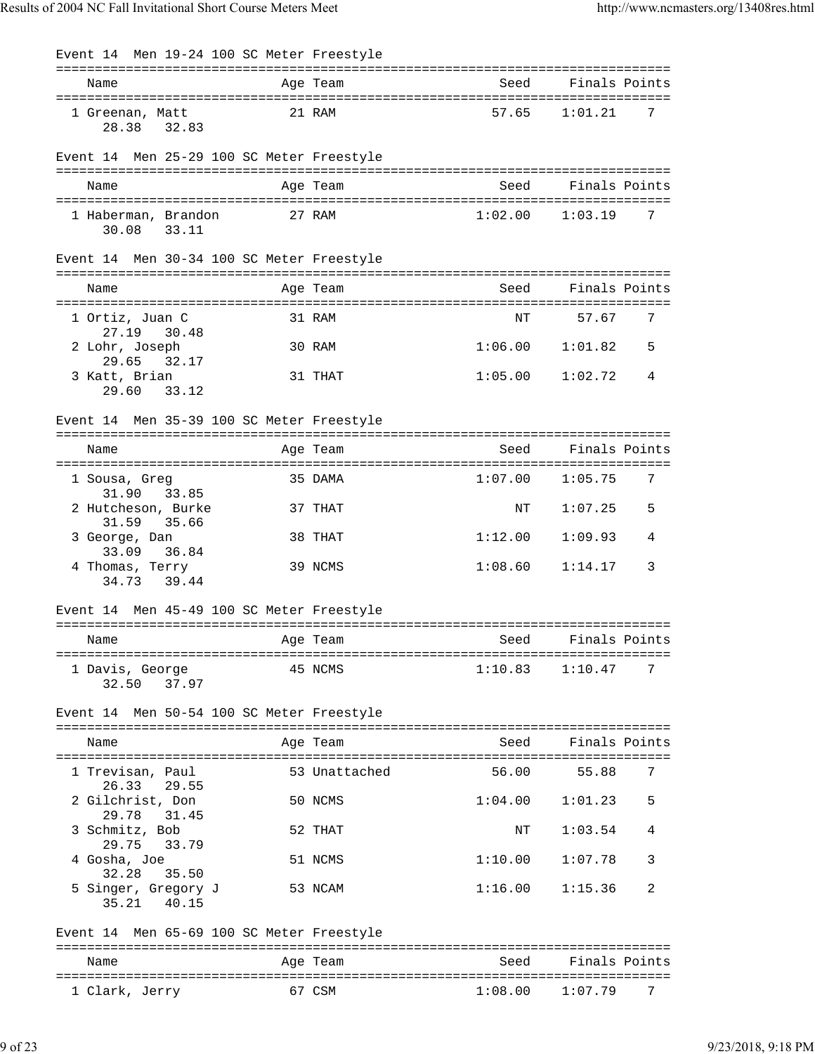Event 14  Men 19-24 100 SC Meter Freestyle

| Name | Age | Team | Seed | Finals | Points |
|---|---|---|---|---|---|
| 1 Greenan, Matt | 21 | RAM | 57.65 | 1:01.21 | 7 |
| 28.38   32.83 | | | | | |

Event 14  Men 25-29 100 SC Meter Freestyle

| Name | Age | Team | Seed | Finals | Points |
|---|---|---|---|---|---|
| 1 Haberman, Brandon | 27 | RAM | 1:02.00 | 1:03.19 | 7 |
| 30.08   33.11 | | | | | |

Event 14  Men 30-34 100 SC Meter Freestyle

| Name | Age | Team | Seed | Finals | Points |
|---|---|---|---|---|---|
| 1 Ortiz, Juan C | 31 | RAM | NT | 57.67 | 7 |
| 27.19   30.48 | | | | | |
| 2 Lohr, Joseph | 30 | RAM | 1:06.00 | 1:01.82 | 5 |
| 29.65   32.17 | | | | | |
| 3 Katt, Brian | 31 | THAT | 1:05.00 | 1:02.72 | 4 |
| 29.60   33.12 | | | | | |

Event 14  Men 35-39 100 SC Meter Freestyle

| Name | Age | Team | Seed | Finals | Points |
|---|---|---|---|---|---|
| 1 Sousa, Greg | 35 | DAMA | 1:07.00 | 1:05.75 | 7 |
| 31.90   33.85 | | | | | |
| 2 Hutcheson, Burke | 37 | THAT | NT | 1:07.25 | 5 |
| 31.59   35.66 | | | | | |
| 3 George, Dan | 38 | THAT | 1:12.00 | 1:09.93 | 4 |
| 33.09   36.84 | | | | | |
| 4 Thomas, Terry | 39 | NCMS | 1:08.60 | 1:14.17 | 3 |
| 34.73   39.44 | | | | | |

Event 14  Men 45-49 100 SC Meter Freestyle

| Name | Age | Team | Seed | Finals | Points |
|---|---|---|---|---|---|
| 1 Davis, George | 45 | NCMS | 1:10.83 | 1:10.47 | 7 |
| 32.50   37.97 | | | | | |

Event 14  Men 50-54 100 SC Meter Freestyle

| Name | Age | Team | Seed | Finals | Points |
|---|---|---|---|---|---|
| 1 Trevisan, Paul | 53 | Unattached | 56.00 | 55.88 | 7 |
| 26.33   29.55 | | | | | |
| 2 Gilchrist, Don | 50 | NCMS | 1:04.00 | 1:01.23 | 5 |
| 29.78   31.45 | | | | | |
| 3 Schmitz, Bob | 52 | THAT | NT | 1:03.54 | 4 |
| 29.75   33.79 | | | | | |
| 4 Gosha, Joe | 51 | NCMS | 1:10.00 | 1:07.78 | 3 |
| 32.28   35.50 | | | | | |
| 5 Singer, Gregory J | 53 | NCAM | 1:16.00 | 1:15.36 | 2 |
| 35.21   40.15 | | | | | |

Event 14  Men 65-69 100 SC Meter Freestyle

| Name | Age | Team | Seed | Finals | Points |
|---|---|---|---|---|---|
| 1 Clark, Jerry | 67 | CSM | 1:08.00 | 1:07.79 | 7 |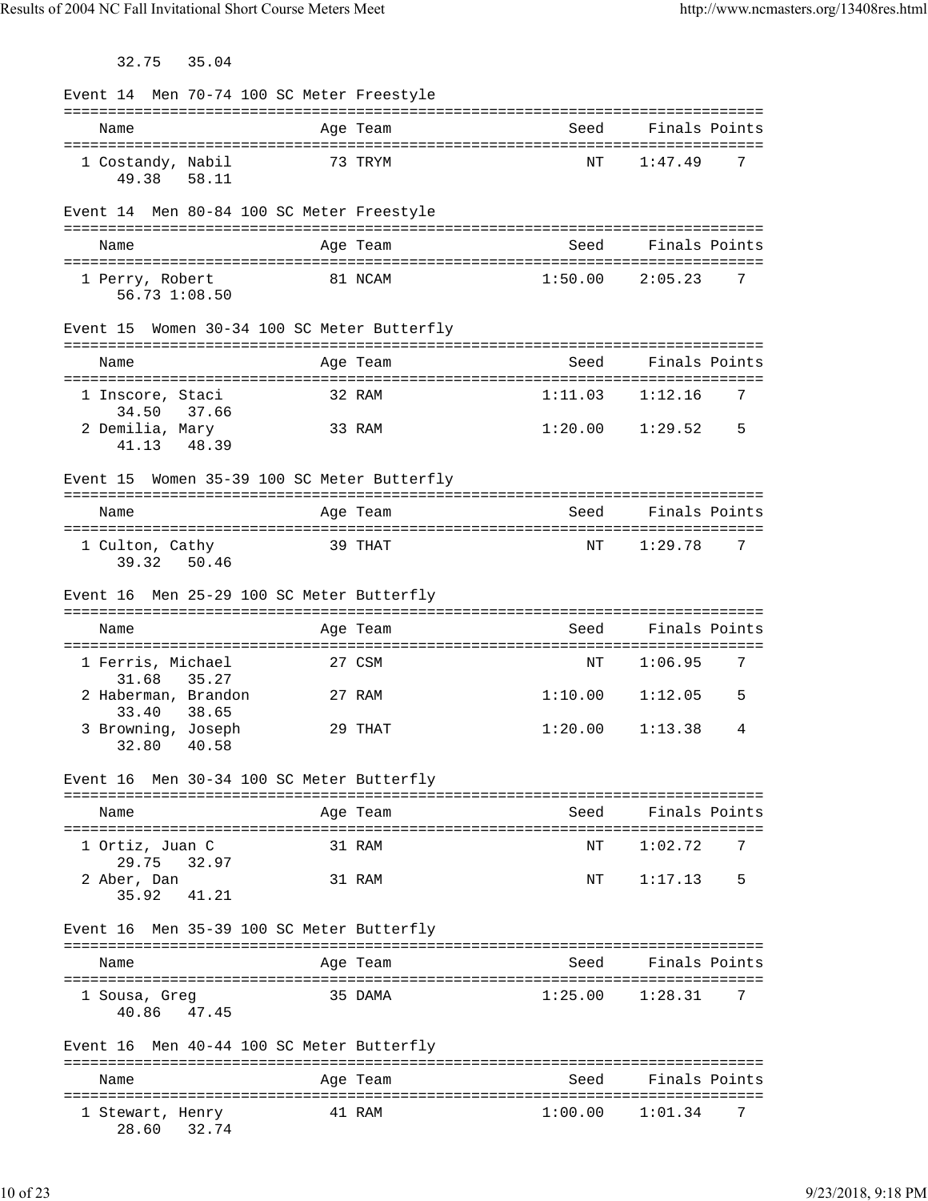32.75   35.04

Event 14  Men 70-74 100 SC Meter Freestyle

| Name | Age | Team | Seed | Finals | Points |
|---|---|---|---|---|---|
| 1 Costandy, Nabil | 73 | TRYM | NT | 1:47.49 | 7 |
| 49.38   58.11 | | | | | |

Event 14  Men 80-84 100 SC Meter Freestyle

| Name | Age | Team | Seed | Finals | Points |
|---|---|---|---|---|---|
| 1 Perry, Robert | 81 | NCAM | 1:50.00 | 2:05.23 | 7 |
| 56.73 1:08.50 | | | | | |

Event 15  Women 30-34 100 SC Meter Butterfly

| Name | Age | Team | Seed | Finals | Points |
|---|---|---|---|---|---|
| 1 Inscore, Staci | 32 | RAM | 1:11.03 | 1:12.16 | 7 |
| 34.50   37.66 | | | | | |
| 2 Demilia, Mary | 33 | RAM | 1:20.00 | 1:29.52 | 5 |
| 41.13   48.39 | | | | | |

Event 15  Women 35-39 100 SC Meter Butterfly

| Name | Age | Team | Seed | Finals | Points |
|---|---|---|---|---|---|
| 1 Culton, Cathy | 39 | THAT | NT | 1:29.78 | 7 |
| 39.32   50.46 | | | | | |

Event 16  Men 25-29 100 SC Meter Butterfly

| Name | Age | Team | Seed | Finals | Points |
|---|---|---|---|---|---|
| 1 Ferris, Michael | 27 | CSM | NT | 1:06.95 | 7 |
| 31.68   35.27 | | | | | |
| 2 Haberman, Brandon | 27 | RAM | 1:10.00 | 1:12.05 | 5 |
| 33.40   38.65 | | | | | |
| 3 Browning, Joseph | 29 | THAT | 1:20.00 | 1:13.38 | 4 |
| 32.80   40.58 | | | | | |

Event 16  Men 30-34 100 SC Meter Butterfly

| Name | Age | Team | Seed | Finals | Points |
|---|---|---|---|---|---|
| 1 Ortiz, Juan C | 31 | RAM | NT | 1:02.72 | 7 |
| 29.75   32.97 | | | | | |
| 2 Aber, Dan | 31 | RAM | NT | 1:17.13 | 5 |
| 35.92   41.21 | | | | | |

Event 16  Men 35-39 100 SC Meter Butterfly

| Name | Age | Team | Seed | Finals | Points |
|---|---|---|---|---|---|
| 1 Sousa, Greg | 35 | DAMA | 1:25.00 | 1:28.31 | 7 |
| 40.86   47.45 | | | | | |

Event 16  Men 40-44 100 SC Meter Butterfly

| Name | Age | Team | Seed | Finals | Points |
|---|---|---|---|---|---|
| 1 Stewart, Henry | 41 | RAM | 1:00.00 | 1:01.34 | 7 |
| 28.60   32.74 | | | | | |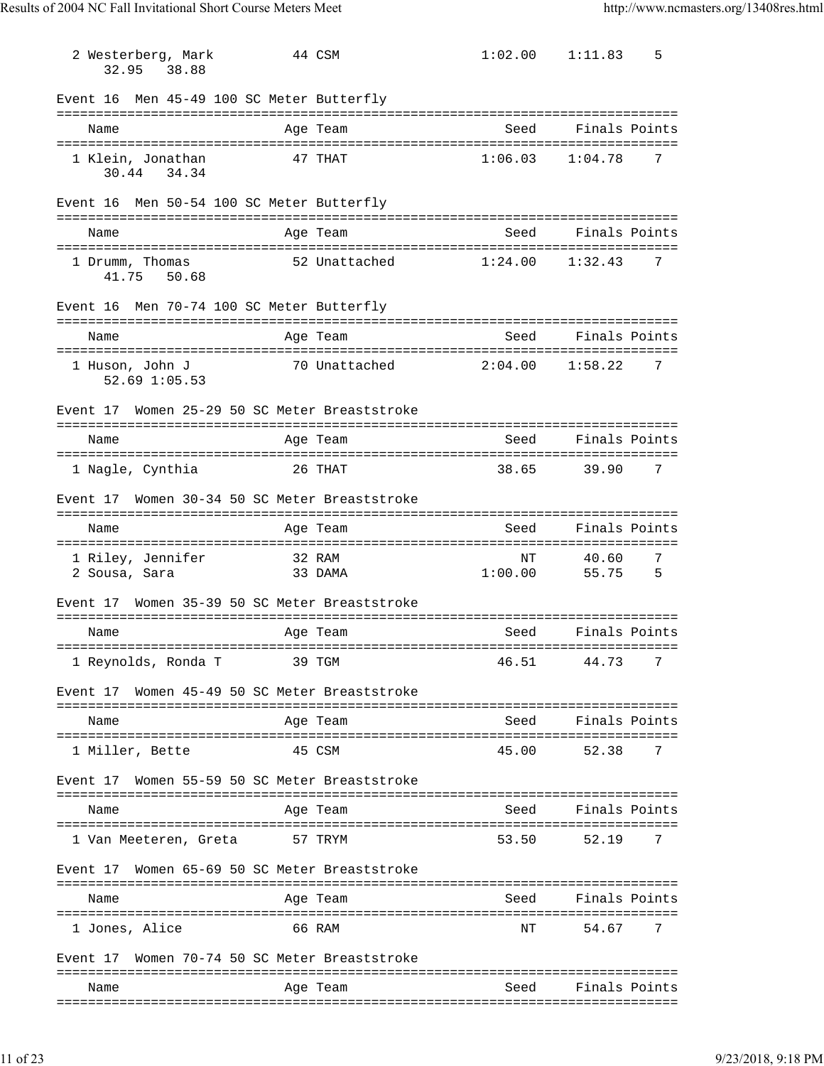| | Name | Age | Team | Seed | Finals | Points |
|---|---|---|---|---|---|---|
| 2 | Westerberg, Mark | 44 | CSM | 1:02.00 | 1:11.83 | 5 |
| | 32.95 38.88 | | | | | |

Event 16 Men 45-49 100 SC Meter Butterfly

| | Name | Age | Team | Seed | Finals | Points |
|---|---|---|---|---|---|---|
| 1 | Klein, Jonathan | 47 | THAT | 1:06.03 | 1:04.78 | 7 |
| | 30.44 34.34 | | | | | |

Event 16 Men 50-54 100 SC Meter Butterfly

| | Name | Age | Team | Seed | Finals | Points |
|---|---|---|---|---|---|---|
| 1 | Drumm, Thomas | 52 | Unattached | 1:24.00 | 1:32.43 | 7 |
| | 41.75 50.68 | | | | | |

Event 16 Men 70-74 100 SC Meter Butterfly

| | Name | Age | Team | Seed | Finals | Points |
|---|---|---|---|---|---|---|
| 1 | Huson, John J | 70 | Unattached | 2:04.00 | 1:58.22 | 7 |
| | 52.69 1:05.53 | | | | | |

Event 17 Women 25-29 50 SC Meter Breaststroke

| | Name | Age | Team | Seed | Finals | Points |
|---|---|---|---|---|---|---|
| 1 | Nagle, Cynthia | 26 | THAT | 38.65 | 39.90 | 7 |

Event 17 Women 30-34 50 SC Meter Breaststroke

| | Name | Age | Team | Seed | Finals | Points |
|---|---|---|---|---|---|---|
| 1 | Riley, Jennifer | 32 | RAM | NT | 40.60 | 7 |
| 2 | Sousa, Sara | 33 | DAMA | 1:00.00 | 55.75 | 5 |

Event 17 Women 35-39 50 SC Meter Breaststroke

| | Name | Age | Team | Seed | Finals | Points |
|---|---|---|---|---|---|---|
| 1 | Reynolds, Ronda T | 39 | TGM | 46.51 | 44.73 | 7 |

Event 17 Women 45-49 50 SC Meter Breaststroke

| | Name | Age | Team | Seed | Finals | Points |
|---|---|---|---|---|---|---|
| 1 | Miller, Bette | 45 | CSM | 45.00 | 52.38 | 7 |

Event 17 Women 55-59 50 SC Meter Breaststroke

| | Name | Age | Team | Seed | Finals | Points |
|---|---|---|---|---|---|---|
| 1 | Van Meeteren, Greta | 57 | TRYM | 53.50 | 52.19 | 7 |

Event 17 Women 65-69 50 SC Meter Breaststroke

| | Name | Age | Team | Seed | Finals | Points |
|---|---|---|---|---|---|---|
| 1 | Jones, Alice | 66 | RAM | NT | 54.67 | 7 |

Event 17 Women 70-74 50 SC Meter Breaststroke

| Name | Age | Team | Seed | Finals | Points |
|---|---|---|---|---|---|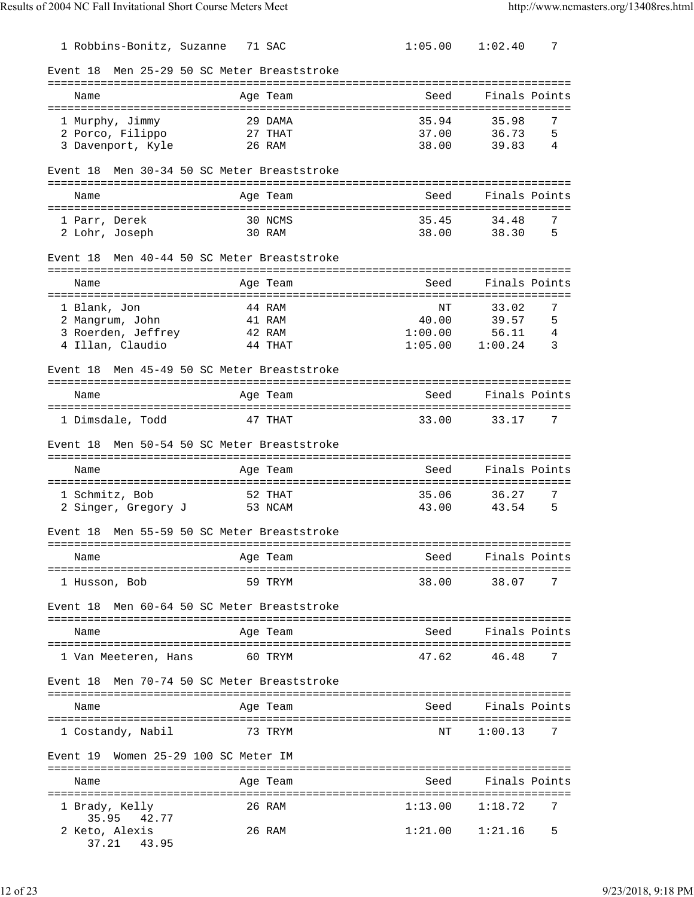| Name | Age | Team | Seed | Finals | Points |
|---|---|---|---|---|---|
| 1 Robbins-Bonitz, Suzanne | 71 | SAC | 1:05.00 | 1:02.40 | 7 |

### Event 18 Men 25-29 50 SC Meter Breaststroke

| Name | Age | Team | Seed | Finals | Points |
|---|---|---|---|---|---|
| 1 Murphy, Jimmy | 29 | DAMA | 35.94 | 35.98 | 7 |
| 2 Porco, Filippo | 27 | THAT | 37.00 | 36.73 | 5 |
| 3 Davenport, Kyle | 26 | RAM | 38.00 | 39.83 | 4 |

### Event 18 Men 30-34 50 SC Meter Breaststroke

| Name | Age | Team | Seed | Finals | Points |
|---|---|---|---|---|---|
| 1 Parr, Derek | 30 | NCMS | 35.45 | 34.48 | 7 |
| 2 Lohr, Joseph | 30 | RAM | 38.00 | 38.30 | 5 |

### Event 18 Men 40-44 50 SC Meter Breaststroke

| Name | Age | Team | Seed | Finals | Points |
|---|---|---|---|---|---|
| 1 Blank, Jon | 44 | RAM | NT | 33.02 | 7 |
| 2 Mangrum, John | 41 | RAM | 40.00 | 39.57 | 5 |
| 3 Roerden, Jeffrey | 42 | RAM | 1:00.00 | 56.11 | 4 |
| 4 Illan, Claudio | 44 | THAT | 1:05.00 | 1:00.24 | 3 |

### Event 18 Men 45-49 50 SC Meter Breaststroke

| Name | Age | Team | Seed | Finals | Points |
|---|---|---|---|---|---|
| 1 Dimsdale, Todd | 47 | THAT | 33.00 | 33.17 | 7 |

### Event 18 Men 50-54 50 SC Meter Breaststroke

| Name | Age | Team | Seed | Finals | Points |
|---|---|---|---|---|---|
| 1 Schmitz, Bob | 52 | THAT | 35.06 | 36.27 | 7 |
| 2 Singer, Gregory J | 53 | NCAM | 43.00 | 43.54 | 5 |

### Event 18 Men 55-59 50 SC Meter Breaststroke

| Name | Age | Team | Seed | Finals | Points |
|---|---|---|---|---|---|
| 1 Husson, Bob | 59 | TRYM | 38.00 | 38.07 | 7 |

### Event 18 Men 60-64 50 SC Meter Breaststroke

| Name | Age | Team | Seed | Finals | Points |
|---|---|---|---|---|---|
| 1 Van Meeteren, Hans | 60 | TRYM | 47.62 | 46.48 | 7 |

### Event 18 Men 70-74 50 SC Meter Breaststroke

| Name | Age | Team | Seed | Finals | Points |
|---|---|---|---|---|---|
| 1 Costandy, Nabil | 73 | TRYM | NT | 1:00.13 | 7 |

### Event 19 Women 25-29 100 SC Meter IM

| Name | Age | Team | Seed | Finals | Points |
|---|---|---|---|---|---|
| 1 Brady, Kelly | 26 | RAM | 1:13.00 | 1:18.72 | 7 |
| 35.95 42.77 | | | | | |
| 2 Keto, Alexis | 26 | RAM | 1:21.00 | 1:21.16 | 5 |
| 37.21 43.95 | | | | | |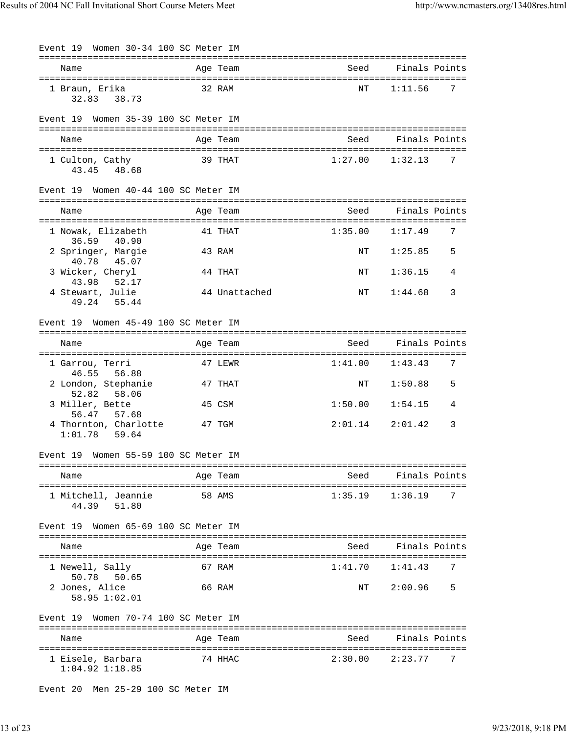Event 19 Women 30-34 100 SC Meter IM

| Name | Age | Team | Seed | Finals | Points |
|---|---|---|---|---|---|
| 1 Braun, Erika | 32 | RAM | NT | 1:11.56 | 7 |
| 32.83 38.73 | | | | | |

Event 19 Women 35-39 100 SC Meter IM

| Name | Age | Team | Seed | Finals | Points |
|---|---|---|---|---|---|
| 1 Culton, Cathy | 39 | THAT | 1:27.00 | 1:32.13 | 7 |
| 43.45 48.68 | | | | | |

Event 19 Women 40-44 100 SC Meter IM

| Name | Age | Team | Seed | Finals | Points |
|---|---|---|---|---|---|
| 1 Nowak, Elizabeth | 41 | THAT | 1:35.00 | 1:17.49 | 7 |
| 36.59 40.90 | | | | | |
| 2 Springer, Margie | 43 | RAM | NT | 1:25.85 | 5 |
| 40.78 45.07 | | | | | |
| 3 Wicker, Cheryl | 44 | THAT | NT | 1:36.15 | 4 |
| 43.98 52.17 | | | | | |
| 4 Stewart, Julie | 44 | Unattached | NT | 1:44.68 | 3 |
| 49.24 55.44 | | | | | |

Event 19 Women 45-49 100 SC Meter IM

| Name | Age | Team | Seed | Finals | Points |
|---|---|---|---|---|---|
| 1 Garrou, Terri | 47 | LEWR | 1:41.00 | 1:43.43 | 7 |
| 46.55 56.88 | | | | | |
| 2 London, Stephanie | 47 | THAT | NT | 1:50.88 | 5 |
| 52.82 58.06 | | | | | |
| 3 Miller, Bette | 45 | CSM | 1:50.00 | 1:54.15 | 4 |
| 56.47 57.68 | | | | | |
| 4 Thornton, Charlotte | 47 | TGM | 2:01.14 | 2:01.42 | 3 |
| 1:01.78 59.64 | | | | | |

Event 19 Women 55-59 100 SC Meter IM

| Name | Age | Team | Seed | Finals | Points |
|---|---|---|---|---|---|
| 1 Mitchell, Jeannie | 58 | AMS | 1:35.19 | 1:36.19 | 7 |
| 44.39 51.80 | | | | | |

Event 19 Women 65-69 100 SC Meter IM

| Name | Age | Team | Seed | Finals | Points |
|---|---|---|---|---|---|
| 1 Newell, Sally | 67 | RAM | 1:41.70 | 1:41.43 | 7 |
| 50.78 50.65 | | | | | |
| 2 Jones, Alice | 66 | RAM | NT | 2:00.96 | 5 |
| 58.95 1:02.01 | | | | | |

Event 19 Women 70-74 100 SC Meter IM

| Name | Age | Team | Seed | Finals | Points |
|---|---|---|---|---|---|
| 1 Eisele, Barbara | 74 | HHAC | 2:30.00 | 2:23.77 | 7 |
| 1:04.92 1:18.85 | | | | | |

Event 20 Men 25-29 100 SC Meter IM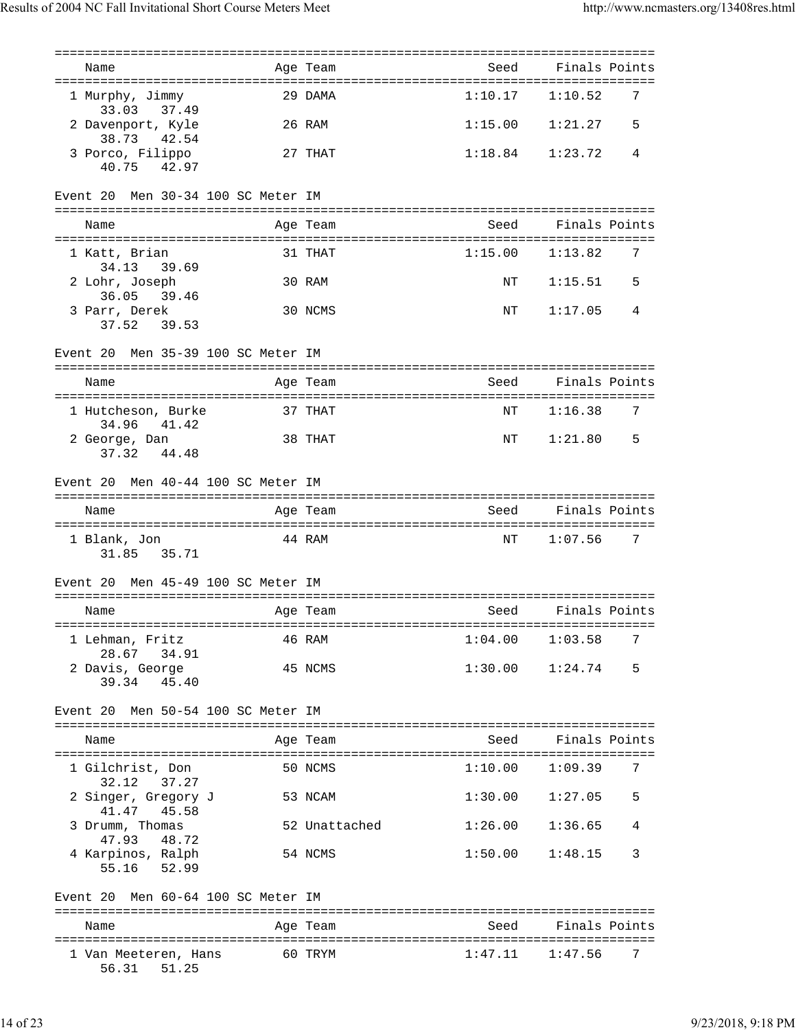| Name | Age | Team | Seed | Finals | Points |
|---|---|---|---|---|---|
| 1 Murphy, Jimmy | 29 | DAMA | 1:10.17 | 1:10.52 | 7 |
| 33.03 37.49 | | | | | |
| 2 Davenport, Kyle | 26 | RAM | 1:15.00 | 1:21.27 | 5 |
| 38.73 42.54 | | | | | |
| 3 Porco, Filippo | 27 | THAT | 1:18.84 | 1:23.72 | 4 |
| 40.75 42.97 | | | | | |

Event 20 Men 30-34 100 SC Meter IM

| Name | Age | Team | Seed | Finals | Points |
|---|---|---|---|---|---|
| 1 Katt, Brian | 31 | THAT | 1:15.00 | 1:13.82 | 7 |
| 34.13 39.69 | | | | | |
| 2 Lohr, Joseph | 30 | RAM | NT | 1:15.51 | 5 |
| 36.05 39.46 | | | | | |
| 3 Parr, Derek | 30 | NCMS | NT | 1:17.05 | 4 |
| 37.52 39.53 | | | | | |

Event 20 Men 35-39 100 SC Meter IM

| Name | Age | Team | Seed | Finals | Points |
|---|---|---|---|---|---|
| 1 Hutcheson, Burke | 37 | THAT | NT | 1:16.38 | 7 |
| 34.96 41.42 | | | | | |
| 2 George, Dan | 38 | THAT | NT | 1:21.80 | 5 |
| 37.32 44.48 | | | | | |

Event 20 Men 40-44 100 SC Meter IM

| Name | Age | Team | Seed | Finals | Points |
|---|---|---|---|---|---|
| 1 Blank, Jon | 44 | RAM | NT | 1:07.56 | 7 |
| 31.85 35.71 | | | | | |

Event 20 Men 45-49 100 SC Meter IM

| Name | Age | Team | Seed | Finals | Points |
|---|---|---|---|---|---|
| 1 Lehman, Fritz | 46 | RAM | 1:04.00 | 1:03.58 | 7 |
| 28.67 34.91 | | | | | |
| 2 Davis, George | 45 | NCMS | 1:30.00 | 1:24.74 | 5 |
| 39.34 45.40 | | | | | |

Event 20 Men 50-54 100 SC Meter IM

| Name | Age | Team | Seed | Finals | Points |
|---|---|---|---|---|---|
| 1 Gilchrist, Don | 50 | NCMS | 1:10.00 | 1:09.39 | 7 |
| 32.12 37.27 | | | | | |
| 2 Singer, Gregory J | 53 | NCAM | 1:30.00 | 1:27.05 | 5 |
| 41.47 45.58 | | | | | |
| 3 Drumm, Thomas | 52 | Unattached | 1:26.00 | 1:36.65 | 4 |
| 47.93 48.72 | | | | | |
| 4 Karpinos, Ralph | 54 | NCMS | 1:50.00 | 1:48.15 | 3 |
| 55.16 52.99 | | | | | |

Event 20 Men 60-64 100 SC Meter IM

| Name | Age | Team | Seed | Finals | Points |
|---|---|---|---|---|---|
| 1 Van Meeteren, Hans | 60 | TRYM | 1:47.11 | 1:47.56 | 7 |
| 56.31 51.25 | | | | | |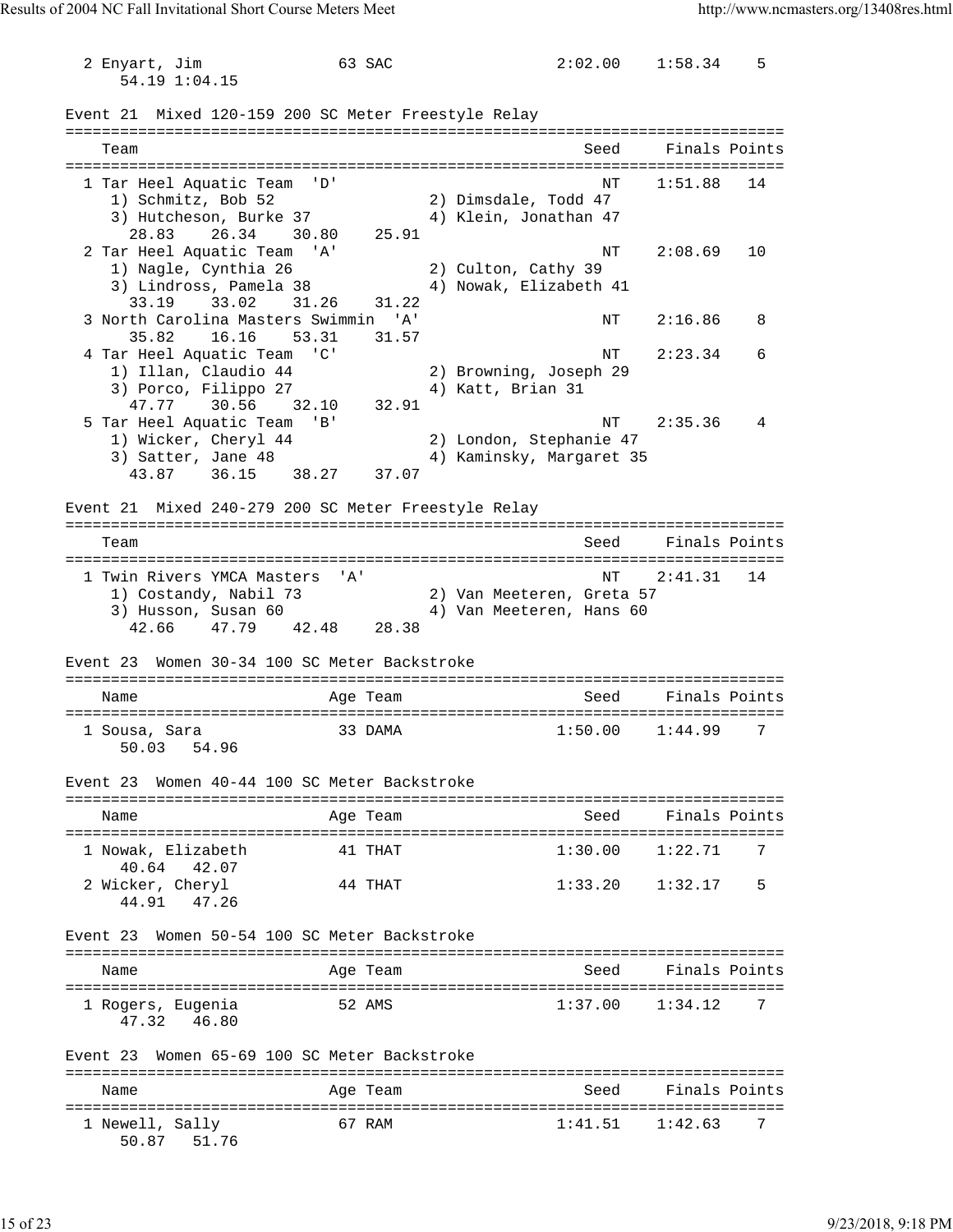```
  2 Enyart, Jim              63 SAC                 2:02.00    1:58.34    5
      54.19 1:04.15

Event 21  Mixed 120-159 200 SC Meter Freestyle Relay
===============================================================================
    Team                                            Seed     Finals Points
===============================================================================
  1 Tar Heel Aquatic Team  'D'                                NT    1:51.88   14
     1) Schmitz, Bob 52                2) Dimsdale, Todd 47
     3) Hutcheson, Burke 37            4) Klein, Jonathan 47
       28.83    26.34    30.80    25.91
  2 Tar Heel Aquatic Team  'A'                                NT    2:08.69   10
     1) Nagle, Cynthia 26              2) Culton, Cathy 39
     3) Lindross, Pamela 38            4) Nowak, Elizabeth 41
       33.19    33.02    31.26    31.22
  3 North Carolina Masters Swimmin  'A'                       NT    2:16.86    8
       35.82    16.16    53.31    31.57
  4 Tar Heel Aquatic Team  'C'                                NT    2:23.34    6
     1) Illan, Claudio 44              2) Browning, Joseph 29
     3) Porco, Filippo 27              4) Katt, Brian 31
       47.77    30.56    32.10    32.91
  5 Tar Heel Aquatic Team  'B'                                NT    2:35.36    4
     1) Wicker, Cheryl 44              2) London, Stephanie 47
     3) Satter, Jane 48                4) Kaminsky, Margaret 35
       43.87    36.15    38.27    37.07

Event 21  Mixed 240-279 200 SC Meter Freestyle Relay
===============================================================================
    Team                                            Seed     Finals Points
===============================================================================
  1 Twin Rivers YMCA Masters  'A'                             NT    2:41.31   14
     1) Costandy, Nabil 73             2) Van Meeteren, Greta 57
     3) Husson, Susan 60               4) Van Meeteren, Hans 60
       42.66    47.79    42.48    28.38

Event 23  Women 30-34 100 SC Meter Backstroke
===============================================================================
    Name                    Age Team                    Seed     Finals Points
===============================================================================
  1 Sousa, Sara              33 DAMA                1:50.00    1:44.99    7
      50.03   54.96

Event 23  Women 40-44 100 SC Meter Backstroke
===============================================================================
    Name                    Age Team                    Seed     Finals Points
===============================================================================
  1 Nowak, Elizabeth         41 THAT                1:30.00    1:22.71    7
      40.64   42.07
  2 Wicker, Cheryl           44 THAT                1:33.20    1:32.17    5
      44.91   47.26

Event 23  Women 50-54 100 SC Meter Backstroke
===============================================================================
    Name                    Age Team                    Seed     Finals Points
===============================================================================
  1 Rogers, Eugenia          52 AMS                 1:37.00    1:34.12    7
      47.32   46.80

Event 23  Women 65-69 100 SC Meter Backstroke
===============================================================================
    Name                    Age Team                    Seed     Finals Points
===============================================================================
  1 Newell, Sally            67 RAM                 1:41.51    1:42.63    7
      50.87   51.76
```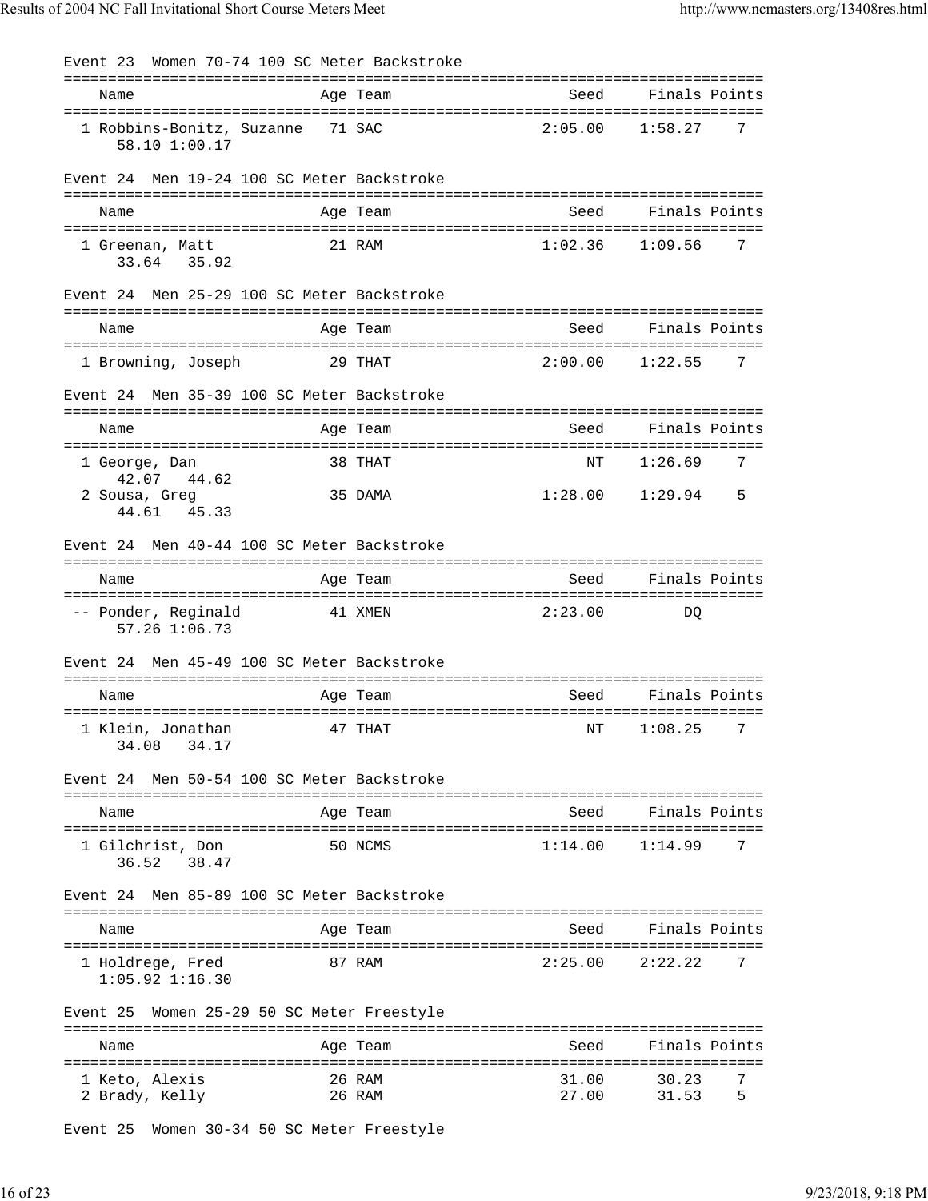Event 23 Women 70-74 100 SC Meter Backstroke

| Name | Age | Team | Seed | Finals | Points |
|---|---|---|---|---|---|
| 1 Robbins-Bonitz, Suzanne | 71 | SAC | 2:05.00 | 1:58.27 | 7 |
| 58.10 1:00.17 | | | | | |

Event 24 Men 19-24 100 SC Meter Backstroke

| Name | Age | Team | Seed | Finals | Points |
|---|---|---|---|---|---|
| 1 Greenan, Matt | 21 | RAM | 1:02.36 | 1:09.56 | 7 |
| 33.64 35.92 | | | | | |

Event 24 Men 25-29 100 SC Meter Backstroke

| Name | Age | Team | Seed | Finals | Points |
|---|---|---|---|---|---|
| 1 Browning, Joseph | 29 | THAT | 2:00.00 | 1:22.55 | 7 |

Event 24 Men 35-39 100 SC Meter Backstroke

| Name | Age | Team | Seed | Finals | Points |
|---|---|---|---|---|---|
| 1 George, Dan | 38 | THAT | NT | 1:26.69 | 7 |
| 42.07 44.62 | | | | | |
| 2 Sousa, Greg | 35 | DAMA | 1:28.00 | 1:29.94 | 5 |
| 44.61 45.33 | | | | | |

Event 24 Men 40-44 100 SC Meter Backstroke

| Name | Age | Team | Seed | Finals | Points |
|---|---|---|---|---|---|
| -- Ponder, Reginald | 41 | XMEN | 2:23.00 | DQ | |
| 57.26 1:06.73 | | | | | |

Event 24 Men 45-49 100 SC Meter Backstroke

| Name | Age | Team | Seed | Finals | Points |
|---|---|---|---|---|---|
| 1 Klein, Jonathan | 47 | THAT | NT | 1:08.25 | 7 |
| 34.08 34.17 | | | | | |

Event 24 Men 50-54 100 SC Meter Backstroke

| Name | Age | Team | Seed | Finals | Points |
|---|---|---|---|---|---|
| 1 Gilchrist, Don | 50 | NCMS | 1:14.00 | 1:14.99 | 7 |
| 36.52 38.47 | | | | | |

Event 24 Men 85-89 100 SC Meter Backstroke

| Name | Age | Team | Seed | Finals | Points |
|---|---|---|---|---|---|
| 1 Holdrege, Fred | 87 | RAM | 2:25.00 | 2:22.22 | 7 |
| 1:05.92 1:16.30 | | | | | |

Event 25 Women 25-29 50 SC Meter Freestyle

| Name | Age | Team | Seed | Finals | Points |
|---|---|---|---|---|---|
| 1 Keto, Alexis | 26 | RAM | 31.00 | 30.23 | 7 |
| 2 Brady, Kelly | 26 | RAM | 27.00 | 31.53 | 5 |

Event 25 Women 30-34 50 SC Meter Freestyle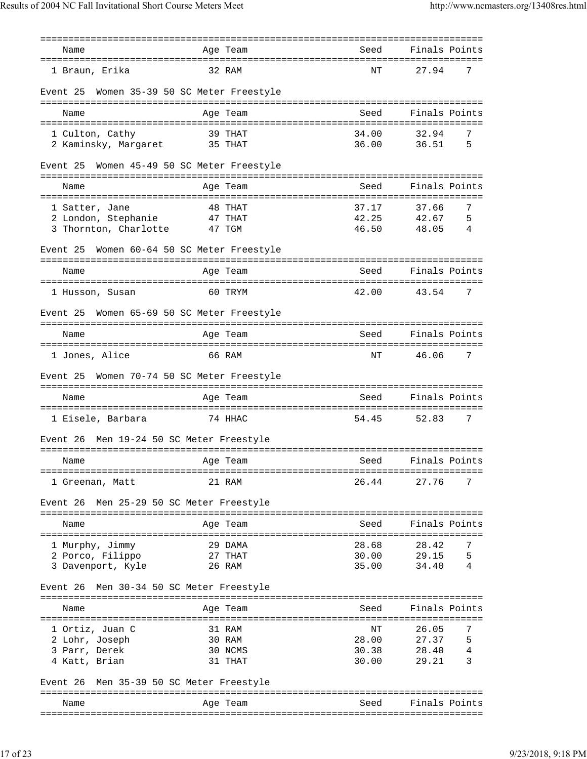| | Name | Age | Team | Seed | Finals | Points |
|---|---|---|---|---|---|---|
| 1 | Braun, Erika | 32 | RAM | NT | 27.94 | 7 |

### Event 25 Women 35-39 50 SC Meter Freestyle

| | Name | Age | Team | Seed | Finals | Points |
|---|---|---|---|---|---|---|
| 1 | Culton, Cathy | 39 | THAT | 34.00 | 32.94 | 7 |
| 2 | Kaminsky, Margaret | 35 | THAT | 36.00 | 36.51 | 5 |

### Event 25 Women 45-49 50 SC Meter Freestyle

| | Name | Age | Team | Seed | Finals | Points |
|---|---|---|---|---|---|---|
| 1 | Satter, Jane | 48 | THAT | 37.17 | 37.66 | 7 |
| 2 | London, Stephanie | 47 | THAT | 42.25 | 42.67 | 5 |
| 3 | Thornton, Charlotte | 47 | TGM | 46.50 | 48.05 | 4 |

### Event 25 Women 60-64 50 SC Meter Freestyle

| | Name | Age | Team | Seed | Finals | Points |
|---|---|---|---|---|---|---|
| 1 | Husson, Susan | 60 | TRYM | 42.00 | 43.54 | 7 |

### Event 25 Women 65-69 50 SC Meter Freestyle

| | Name | Age | Team | Seed | Finals | Points |
|---|---|---|---|---|---|---|
| 1 | Jones, Alice | 66 | RAM | NT | 46.06 | 7 |

### Event 25 Women 70-74 50 SC Meter Freestyle

| | Name | Age | Team | Seed | Finals | Points |
|---|---|---|---|---|---|---|
| 1 | Eisele, Barbara | 74 | HHAC | 54.45 | 52.83 | 7 |

### Event 26 Men 19-24 50 SC Meter Freestyle

| | Name | Age | Team | Seed | Finals | Points |
|---|---|---|---|---|---|---|
| 1 | Greenan, Matt | 21 | RAM | 26.44 | 27.76 | 7 |

### Event 26 Men 25-29 50 SC Meter Freestyle

| | Name | Age | Team | Seed | Finals | Points |
|---|---|---|---|---|---|---|
| 1 | Murphy, Jimmy | 29 | DAMA | 28.68 | 28.42 | 7 |
| 2 | Porco, Filippo | 27 | THAT | 30.00 | 29.15 | 5 |
| 3 | Davenport, Kyle | 26 | RAM | 35.00 | 34.40 | 4 |

### Event 26 Men 30-34 50 SC Meter Freestyle

| | Name | Age | Team | Seed | Finals | Points |
|---|---|---|---|---|---|---|
| 1 | Ortiz, Juan C | 31 | RAM | NT | 26.05 | 7 |
| 2 | Lohr, Joseph | 30 | RAM | 28.00 | 27.37 | 5 |
| 3 | Parr, Derek | 30 | NCMS | 30.38 | 28.40 | 4 |
| 4 | Katt, Brian | 31 | THAT | 30.00 | 29.21 | 3 |

### Event 26 Men 35-39 50 SC Meter Freestyle

| | Name | Age | Team | Seed | Finals | Points |
|---|---|---|---|---|---|---|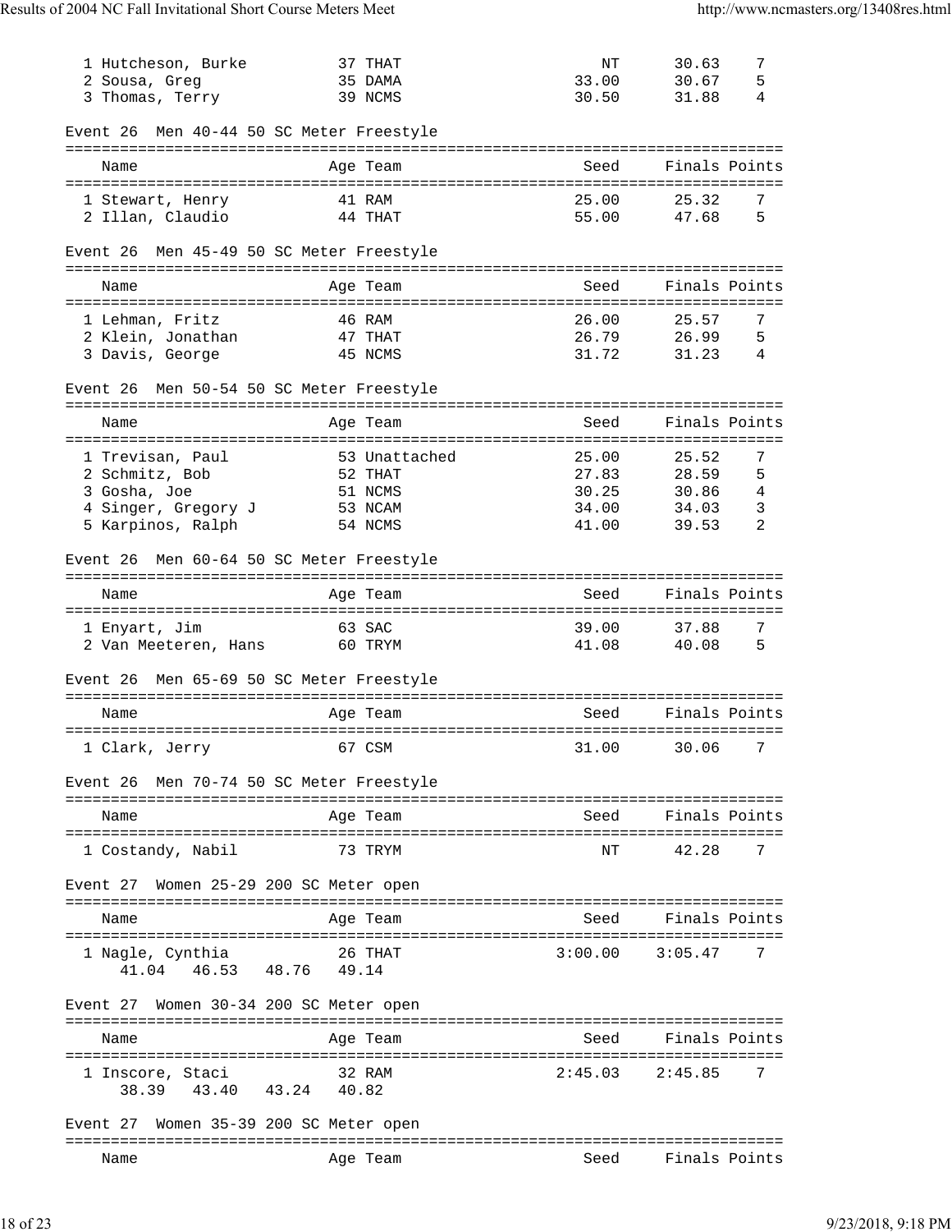| Name | Age | Team | Seed | Finals | Points |
|---|---|---|---|---|---|
| 1 Hutcheson, Burke | 37 | THAT | NT | 30.63 | 7 |
| 2 Sousa, Greg | 35 | DAMA | 33.00 | 30.67 | 5 |
| 3 Thomas, Terry | 39 | NCMS | 30.50 | 31.88 | 4 |

Event 26 Men 40-44 50 SC Meter Freestyle

| Name | Age | Team | Seed | Finals | Points |
|---|---|---|---|---|---|
| 1 Stewart, Henry | 41 | RAM | 25.00 | 25.32 | 7 |
| 2 Illan, Claudio | 44 | THAT | 55.00 | 47.68 | 5 |

Event 26 Men 45-49 50 SC Meter Freestyle

| Name | Age | Team | Seed | Finals | Points |
|---|---|---|---|---|---|
| 1 Lehman, Fritz | 46 | RAM | 26.00 | 25.57 | 7 |
| 2 Klein, Jonathan | 47 | THAT | 26.79 | 26.99 | 5 |
| 3 Davis, George | 45 | NCMS | 31.72 | 31.23 | 4 |

Event 26 Men 50-54 50 SC Meter Freestyle

| Name | Age | Team | Seed | Finals | Points |
|---|---|---|---|---|---|
| 1 Trevisan, Paul | 53 | Unattached | 25.00 | 25.52 | 7 |
| 2 Schmitz, Bob | 52 | THAT | 27.83 | 28.59 | 5 |
| 3 Gosha, Joe | 51 | NCMS | 30.25 | 30.86 | 4 |
| 4 Singer, Gregory J | 53 | NCAM | 34.00 | 34.03 | 3 |
| 5 Karpinos, Ralph | 54 | NCMS | 41.00 | 39.53 | 2 |

Event 26 Men 60-64 50 SC Meter Freestyle

| Name | Age | Team | Seed | Finals | Points |
|---|---|---|---|---|---|
| 1 Enyart, Jim | 63 | SAC | 39.00 | 37.88 | 7 |
| 2 Van Meeteren, Hans | 60 | TRYM | 41.08 | 40.08 | 5 |

Event 26 Men 65-69 50 SC Meter Freestyle

| Name | Age | Team | Seed | Finals | Points |
|---|---|---|---|---|---|
| 1 Clark, Jerry | 67 | CSM | 31.00 | 30.06 | 7 |

Event 26 Men 70-74 50 SC Meter Freestyle

| Name | Age | Team | Seed | Finals | Points |
|---|---|---|---|---|---|
| 1 Costandy, Nabil | 73 | TRYM | NT | 42.28 | 7 |

Event 27 Women 25-29 200 SC Meter open

| Name | Age | Team | Seed | Finals | Points |
|---|---|---|---|---|---|
| 1 Nagle, Cynthia | 26 | THAT | 3:00.00 | 3:05.47 | 7 |
| 41.04 46.53 48.76 49.14 | | | | | |

Event 27 Women 30-34 200 SC Meter open

| Name | Age | Team | Seed | Finals | Points |
|---|---|---|---|---|---|
| 1 Inscore, Staci | 32 | RAM | 2:45.03 | 2:45.85 | 7 |
| 38.39 43.40 43.24 40.82 | | | | | |

Event 27 Women 35-39 200 SC Meter open

| Name | Age | Team | Seed | Finals | Points |
|---|---|---|---|---|---|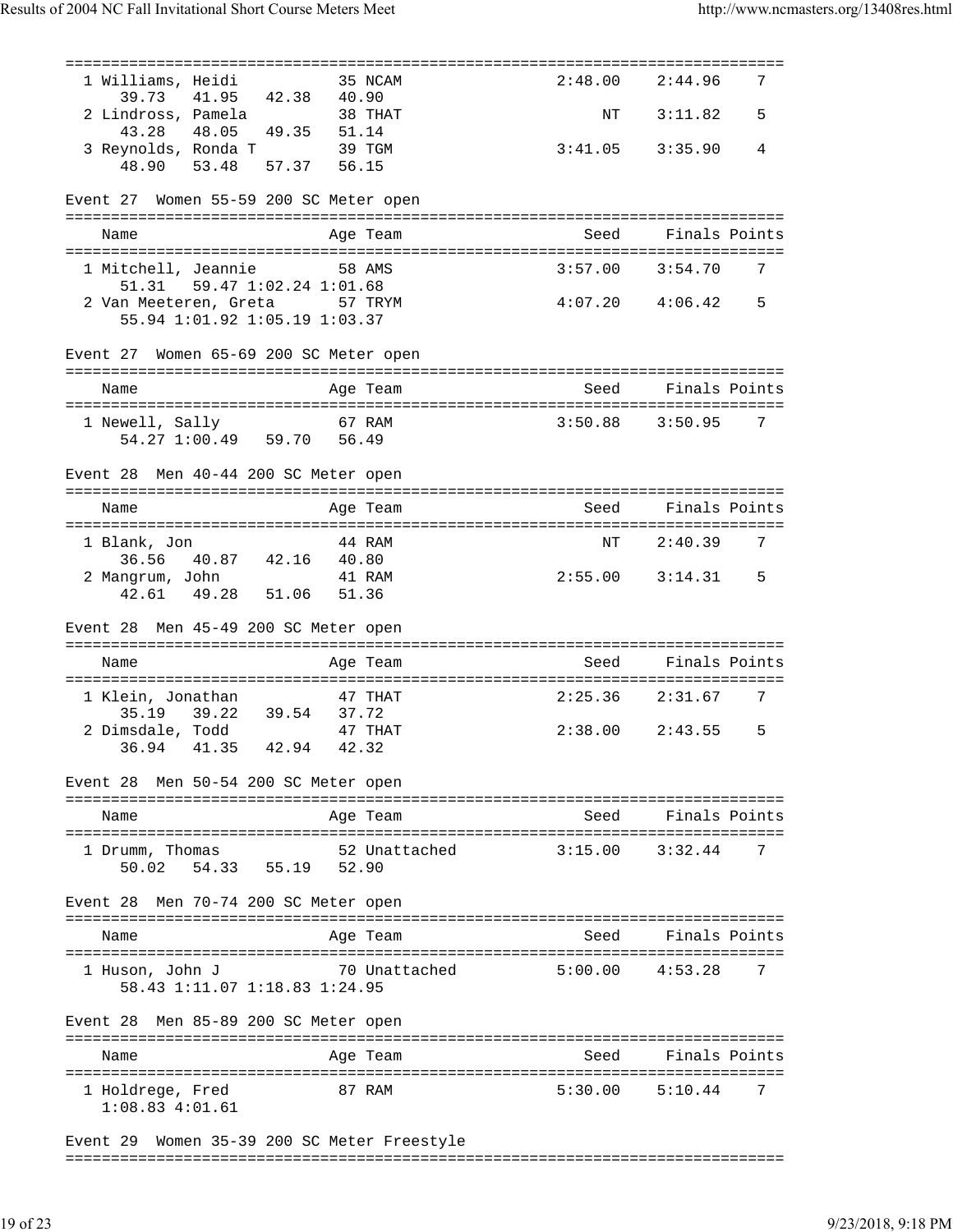```
===============================================================================
  1 Williams, Heidi           35 NCAM                2:48.00    2:44.96    7
     39.73   41.95   42.38   40.90
  2 Lindross, Pamela          38 THAT                     NT    3:11.82    5
     43.28   48.05   49.35   51.14
  3 Reynolds, Ronda T         39 TGM                 3:41.05    3:35.90    4
     48.90   53.48   57.37   56.15

Event 27  Women 55-59 200 SC Meter open
===============================================================================
    Name                    Age Team                    Seed    Finals Points
===============================================================================
  1 Mitchell, Jeannie         58 AMS                 3:57.00    3:54.70    7
     51.31   59.47 1:02.24 1:01.68
  2 Van Meeteren, Greta       57 TRYM                4:07.20    4:06.42    5
     55.94 1:01.92 1:05.19 1:03.37

Event 27  Women 65-69 200 SC Meter open
===============================================================================
    Name                    Age Team                    Seed    Finals Points
===============================================================================
  1 Newell, Sally             67 RAM                 3:50.88    3:50.95    7
     54.27 1:00.49   59.70   56.49

Event 28  Men 40-44 200 SC Meter open
===============================================================================
    Name                    Age Team                    Seed    Finals Points
===============================================================================
  1 Blank, Jon                44 RAM                      NT    2:40.39    7
     36.56   40.87   42.16   40.80
  2 Mangrum, John             41 RAM                 2:55.00    3:14.31    5
     42.61   49.28   51.06   51.36

Event 28  Men 45-49 200 SC Meter open
===============================================================================
    Name                    Age Team                    Seed    Finals Points
===============================================================================
  1 Klein, Jonathan           47 THAT                2:25.36    2:31.67    7
     35.19   39.22   39.54   37.72
  2 Dimsdale, Todd            47 THAT                2:38.00    2:43.55    5
     36.94   41.35   42.94   42.32

Event 28  Men 50-54 200 SC Meter open
===============================================================================
    Name                    Age Team                    Seed    Finals Points
===============================================================================
  1 Drumm, Thomas             52 Unattached          3:15.00    3:32.44    7
     50.02   54.33   55.19   52.90

Event 28  Men 70-74 200 SC Meter open
===============================================================================
    Name                    Age Team                    Seed    Finals Points
===============================================================================
  1 Huson, John J             70 Unattached          5:00.00    4:53.28    7
     58.43 1:11.07 1:18.83 1:24.95

Event 28  Men 85-89 200 SC Meter open
===============================================================================
    Name                    Age Team                    Seed    Finals Points
===============================================================================
  1 Holdrege, Fred            87 RAM                 5:30.00    5:10.44    7
   1:08.83 4:01.61

Event 29  Women 35-39 200 SC Meter Freestyle
===============================================================================
```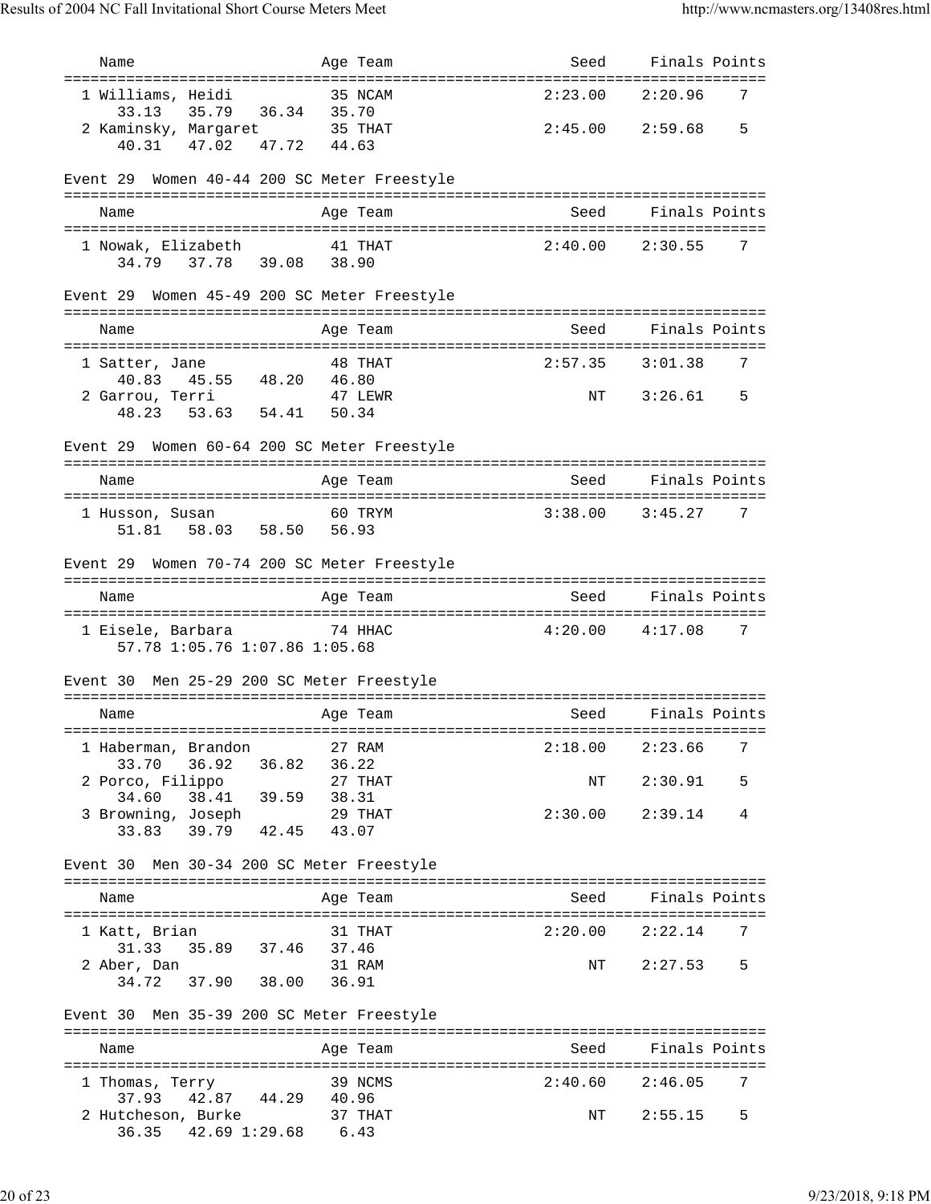| Name | Age | Team | Seed | Finals | Points |
|---|---|---|---|---|---|
| 1 Williams, Heidi | 35 | NCAM | 2:23.00 | 2:20.96 | 7 |
| 33.13 35.79 36.34 35.70 | | | | | |
| 2 Kaminsky, Margaret | 35 | THAT | 2:45.00 | 2:59.68 | 5 |
| 40.31 47.02 47.72 44.63 | | | | | |

### Event 29 Women 40-44 200 SC Meter Freestyle

| Name | Age | Team | Seed | Finals | Points |
|---|---|---|---|---|---|
| 1 Nowak, Elizabeth | 41 | THAT | 2:40.00 | 2:30.55 | 7 |
| 34.79 37.78 39.08 38.90 | | | | | |

### Event 29 Women 45-49 200 SC Meter Freestyle

| Name | Age | Team | Seed | Finals | Points |
|---|---|---|---|---|---|
| 1 Satter, Jane | 48 | THAT | 2:57.35 | 3:01.38 | 7 |
| 40.83 45.55 48.20 46.80 | | | | | |
| 2 Garrou, Terri | 47 | LEWR | NT | 3:26.61 | 5 |
| 48.23 53.63 54.41 50.34 | | | | | |

### Event 29 Women 60-64 200 SC Meter Freestyle

| Name | Age | Team | Seed | Finals | Points |
|---|---|---|---|---|---|
| 1 Husson, Susan | 60 | TRYM | 3:38.00 | 3:45.27 | 7 |
| 51.81 58.03 58.50 56.93 | | | | | |

### Event 29 Women 70-74 200 SC Meter Freestyle

| Name | Age | Team | Seed | Finals | Points |
|---|---|---|---|---|---|
| 1 Eisele, Barbara | 74 | HHAC | 4:20.00 | 4:17.08 | 7 |
| 57.78 1:05.76 1:07.86 1:05.68 | | | | | |

### Event 30 Men 25-29 200 SC Meter Freestyle

| Name | Age | Team | Seed | Finals | Points |
|---|---|---|---|---|---|
| 1 Haberman, Brandon | 27 | RAM | 2:18.00 | 2:23.66 | 7 |
| 33.70 36.92 36.82 36.22 | | | | | |
| 2 Porco, Filippo | 27 | THAT | NT | 2:30.91 | 5 |
| 34.60 38.41 39.59 38.31 | | | | | |
| 3 Browning, Joseph | 29 | THAT | 2:30.00 | 2:39.14 | 4 |
| 33.83 39.79 42.45 43.07 | | | | | |

### Event 30 Men 30-34 200 SC Meter Freestyle

| Name | Age | Team | Seed | Finals | Points |
|---|---|---|---|---|---|
| 1 Katt, Brian | 31 | THAT | 2:20.00 | 2:22.14 | 7 |
| 31.33 35.89 37.46 37.46 | | | | | |
| 2 Aber, Dan | 31 | RAM | NT | 2:27.53 | 5 |
| 34.72 37.90 38.00 36.91 | | | | | |

### Event 30 Men 35-39 200 SC Meter Freestyle

| Name | Age | Team | Seed | Finals | Points |
|---|---|---|---|---|---|
| 1 Thomas, Terry | 39 | NCMS | 2:40.60 | 2:46.05 | 7 |
| 37.93 42.87 44.29 40.96 | | | | | |
| 2 Hutcheson, Burke | 37 | THAT | NT | 2:55.15 | 5 |
| 36.35 42.69 1:29.68 6.43 | | | | | |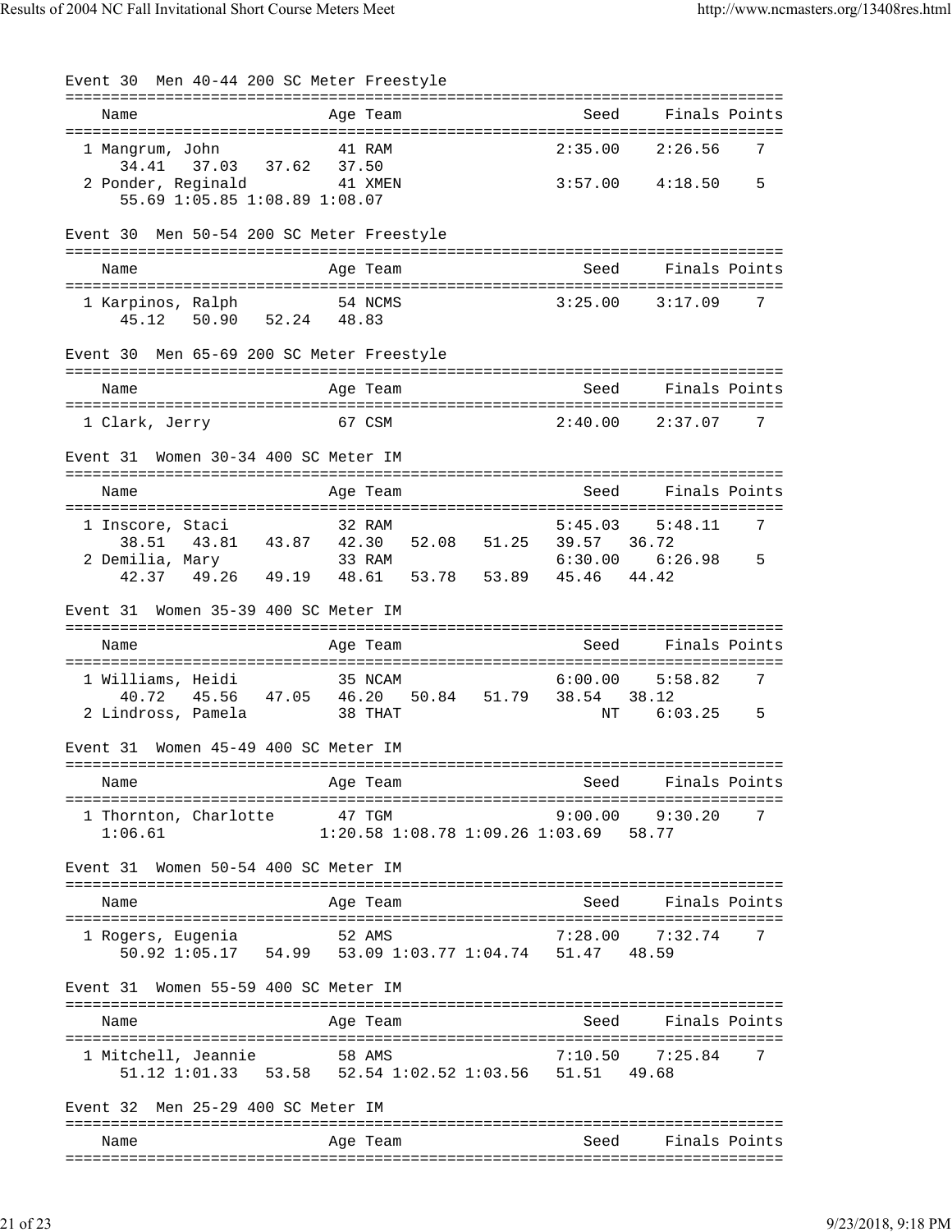### Event 30 Men 40-44 200 SC Meter Freestyle

| Name | Age | Team | Seed | Finals | Points |
|---|---|---|---|---|---|
| 1 Mangrum, John | 41 | RAM | 2:35.00 | 2:26.56 | 7 |
| 34.41  37.03  37.62  37.50 | | | | | |
| 2 Ponder, Reginald | 41 | XMEN | 3:57.00 | 4:18.50 | 5 |
| 55.69 1:05.85 1:08.89 1:08.07 | | | | | |

### Event 30 Men 50-54 200 SC Meter Freestyle

| Name | Age | Team | Seed | Finals | Points |
|---|---|---|---|---|---|
| 1 Karpinos, Ralph | 54 | NCMS | 3:25.00 | 3:17.09 | 7 |
| 45.12  50.90  52.24  48.83 | | | | | |

### Event 30 Men 65-69 200 SC Meter Freestyle

| Name | Age | Team | Seed | Finals | Points |
|---|---|---|---|---|---|
| 1 Clark, Jerry | 67 | CSM | 2:40.00 | 2:37.07 | 7 |

### Event 31 Women 30-34 400 SC Meter IM

| Name | Age | Team | Seed | Finals | Points |
|---|---|---|---|---|---|
| 1 Inscore, Staci | 32 | RAM | 5:45.03 | 5:48.11 | 7 |
| 38.51  43.81  43.87  42.30  52.08  51.25  39.57  36.72 | | | | | |
| 2 Demilia, Mary | 33 | RAM | 6:30.00 | 6:26.98 | 5 |
| 42.37  49.26  49.19  48.61  53.78  53.89  45.46  44.42 | | | | | |

### Event 31 Women 35-39 400 SC Meter IM

| Name | Age | Team | Seed | Finals | Points |
|---|---|---|---|---|---|
| 1 Williams, Heidi | 35 | NCAM | 6:00.00 | 5:58.82 | 7 |
| 40.72  45.56  47.05  46.20  50.84  51.79  38.54  38.12 | | | | | |
| 2 Lindross, Pamela | 38 | THAT | NT | 6:03.25 | 5 |

### Event 31 Women 45-49 400 SC Meter IM

| Name | Age | Team | Seed | Finals | Points |
|---|---|---|---|---|---|
| 1 Thornton, Charlotte | 47 | TGM | 9:00.00 | 9:30.20 | 7 |
| 1:06.61  1:20.58 1:08.78 1:09.26 1:03.69  58.77 | | | | | |

### Event 31 Women 50-54 400 SC Meter IM

| Name | Age | Team | Seed | Finals | Points |
|---|---|---|---|---|---|
| 1 Rogers, Eugenia | 52 | AMS | 7:28.00 | 7:32.74 | 7 |
| 50.92 1:05.17  54.99  53.09 1:03.77 1:04.74  51.47  48.59 | | | | | |

### Event 31 Women 55-59 400 SC Meter IM

| Name | Age | Team | Seed | Finals | Points |
|---|---|---|---|---|---|
| 1 Mitchell, Jeannie | 58 | AMS | 7:10.50 | 7:25.84 | 7 |
| 51.12 1:01.33  53.58  52.54 1:02.52 1:03.56  51.51  49.68 | | | | | |

### Event 32 Men 25-29 400 SC Meter IM

| Name | Age | Team | Seed | Finals | Points |
|---|---|---|---|---|---|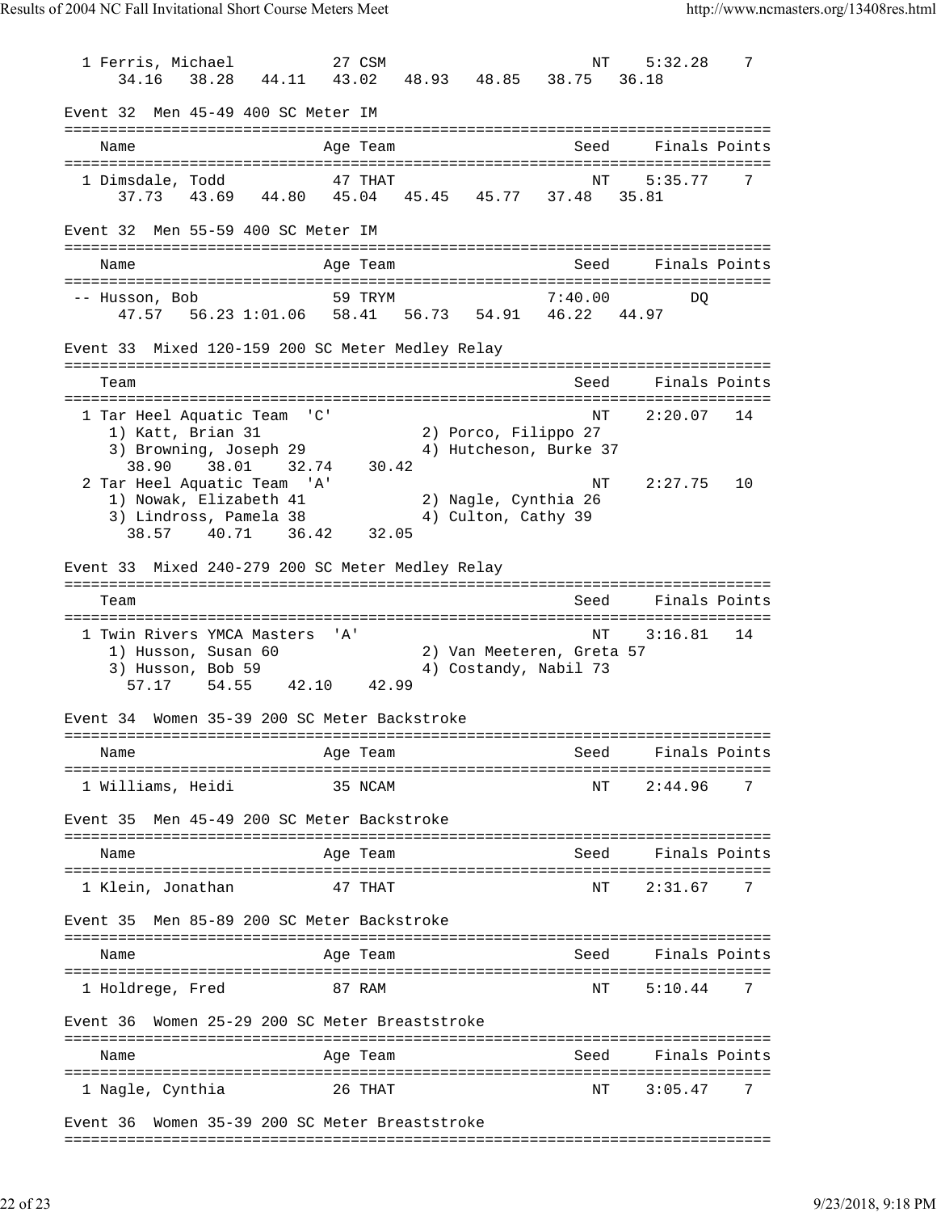| | Name | Age | Team | Seed | Finals | Points |
|---|---|---|---|---|---|---|
| 1 | Ferris, Michael | 27 | CSM | NT | 5:32.28 | 7 |

34.16   38.28   44.11   43.02   48.93   48.85   38.75   36.18

## Event 32  Men 45-49 400 SC Meter IM

| | Name | Age | Team | Seed | Finals | Points |
|---|---|---|---|---|---|---|
| 1 | Dimsdale, Todd | 47 | THAT | NT | 5:35.77 | 7 |

37.73   43.69   44.80   45.04   45.45   45.77   37.48   35.81

## Event 32  Men 55-59 400 SC Meter IM

| | Name | Age | Team | Seed | Finals | Points |
|---|---|---|---|---|---|---|
| -- | Husson, Bob | 59 | TRYM | 7:40.00 | DQ | |

47.57   56.23 1:01.06   58.41   56.73   54.91   46.22   44.97

## Event 33  Mixed 120-159 200 SC Meter Medley Relay

| | Team | Seed | Finals | Points |
|---|---|---|---|---|
| 1 | Tar Heel Aquatic Team 'C' | NT | 2:20.07 | 14 |
| 2 | Tar Heel Aquatic Team 'A' | NT | 2:27.75 | 10 |

1 Tar Heel Aquatic Team 'C'
1) Katt, Brian 31   2) Porco, Filippo 27
3) Browning, Joseph 29   4) Hutcheson, Burke 37
38.90   38.01   32.74   30.42

2 Tar Heel Aquatic Team 'A'
1) Nowak, Elizabeth 41   2) Nagle, Cynthia 26
3) Lindross, Pamela 38   4) Culton, Cathy 39
38.57   40.71   36.42   32.05

## Event 33  Mixed 240-279 200 SC Meter Medley Relay

| | Team | Seed | Finals | Points |
|---|---|---|---|---|
| 1 | Twin Rivers YMCA Masters 'A' | NT | 3:16.81 | 14 |

1) Husson, Susan 60   2) Van Meeteren, Greta 57
3) Husson, Bob 59   4) Costandy, Nabil 73
57.17   54.55   42.10   42.99

## Event 34  Women 35-39 200 SC Meter Backstroke

| | Name | Age | Team | Seed | Finals | Points |
|---|---|---|---|---|---|---|
| 1 | Williams, Heidi | 35 | NCAM | NT | 2:44.96 | 7 |

## Event 35  Men 45-49 200 SC Meter Backstroke

| | Name | Age | Team | Seed | Finals | Points |
|---|---|---|---|---|---|---|
| 1 | Klein, Jonathan | 47 | THAT | NT | 2:31.67 | 7 |

## Event 35  Men 85-89 200 SC Meter Backstroke

| | Name | Age | Team | Seed | Finals | Points |
|---|---|---|---|---|---|---|
| 1 | Holdrege, Fred | 87 | RAM | NT | 5:10.44 | 7 |

## Event 36  Women 25-29 200 SC Meter Breaststroke

| | Name | Age | Team | Seed | Finals | Points |
|---|---|---|---|---|---|---|
| 1 | Nagle, Cynthia | 26 | THAT | NT | 3:05.47 | 7 |

## Event 36  Women 35-39 200 SC Meter Breaststroke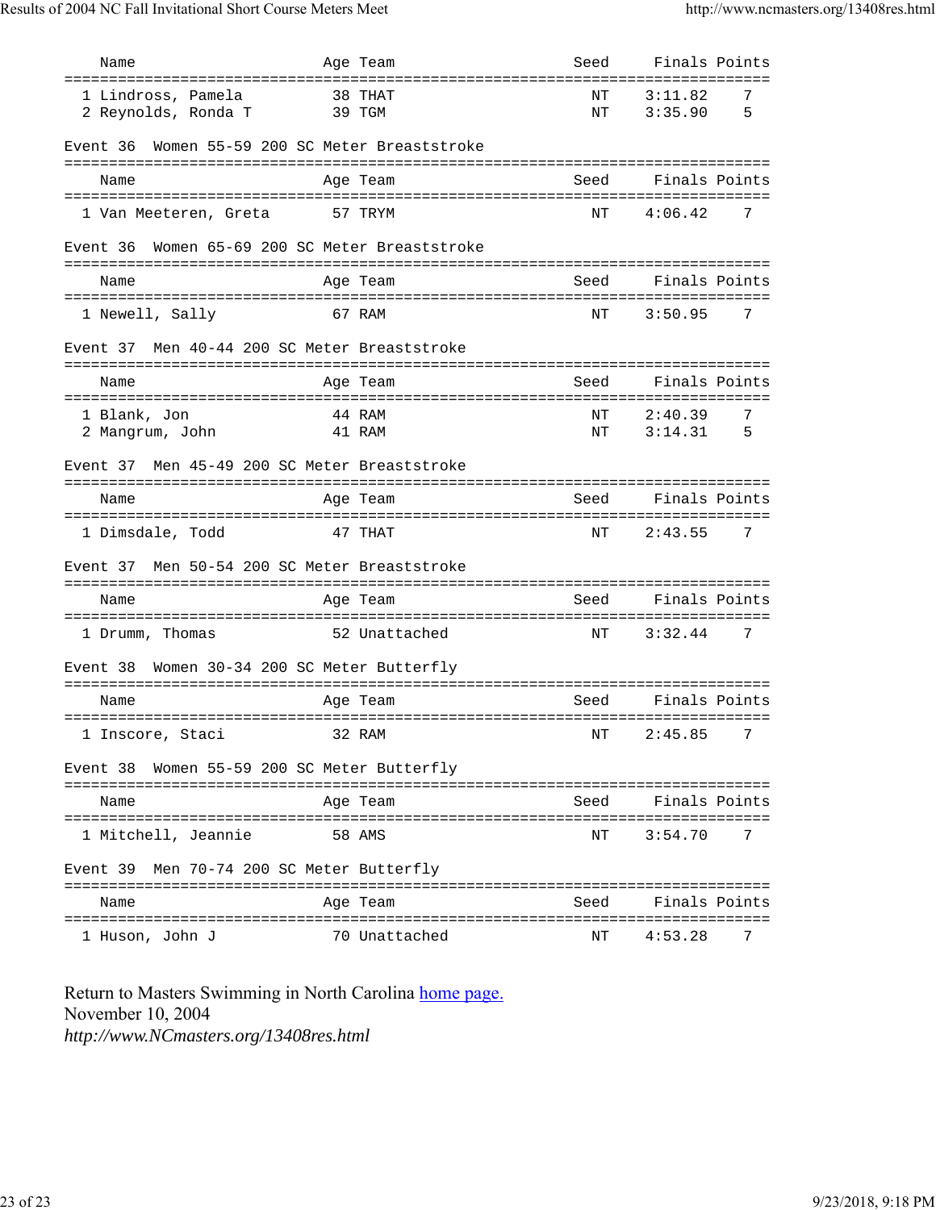| Name | Age | Team | Seed | Finals | Points |
|---|---|---|---|---|---|
| 1 Lindross, Pamela | 38 | THAT | NT | 3:11.82 | 7 |
| 2 Reynolds, Ronda T | 39 | TGM | NT | 3:35.90 | 5 |

Event 36 Women 55-59 200 SC Meter Breaststroke

| Name | Age | Team | Seed | Finals | Points |
|---|---|---|---|---|---|
| 1 Van Meeteren, Greta | 57 | TRYM | NT | 4:06.42 | 7 |

Event 36 Women 65-69 200 SC Meter Breaststroke

| Name | Age | Team | Seed | Finals | Points |
|---|---|---|---|---|---|
| 1 Newell, Sally | 67 | RAM | NT | 3:50.95 | 7 |

Event 37 Men 40-44 200 SC Meter Breaststroke

| Name | Age | Team | Seed | Finals | Points |
|---|---|---|---|---|---|
| 1 Blank, Jon | 44 | RAM | NT | 2:40.39 | 7 |
| 2 Mangrum, John | 41 | RAM | NT | 3:14.31 | 5 |

Event 37 Men 45-49 200 SC Meter Breaststroke

| Name | Age | Team | Seed | Finals | Points |
|---|---|---|---|---|---|
| 1 Dimsdale, Todd | 47 | THAT | NT | 2:43.55 | 7 |

Event 37 Men 50-54 200 SC Meter Breaststroke

| Name | Age | Team | Seed | Finals | Points |
|---|---|---|---|---|---|
| 1 Drumm, Thomas | 52 | Unattached | NT | 3:32.44 | 7 |

Event 38 Women 30-34 200 SC Meter Butterfly

| Name | Age | Team | Seed | Finals | Points |
|---|---|---|---|---|---|
| 1 Inscore, Staci | 32 | RAM | NT | 2:45.85 | 7 |

Event 38 Women 55-59 200 SC Meter Butterfly

| Name | Age | Team | Seed | Finals | Points |
|---|---|---|---|---|---|
| 1 Mitchell, Jeannie | 58 | AMS | NT | 3:54.70 | 7 |

Event 39 Men 70-74 200 SC Meter Butterfly

| Name | Age | Team | Seed | Finals | Points |
|---|---|---|---|---|---|
| 1 Huson, John J | 70 | Unattached | NT | 4:53.28 | 7 |

Return to Masters Swimming in North Carolina home page.
November 10, 2004
*http://www.NCmasters.org/13408res.html*